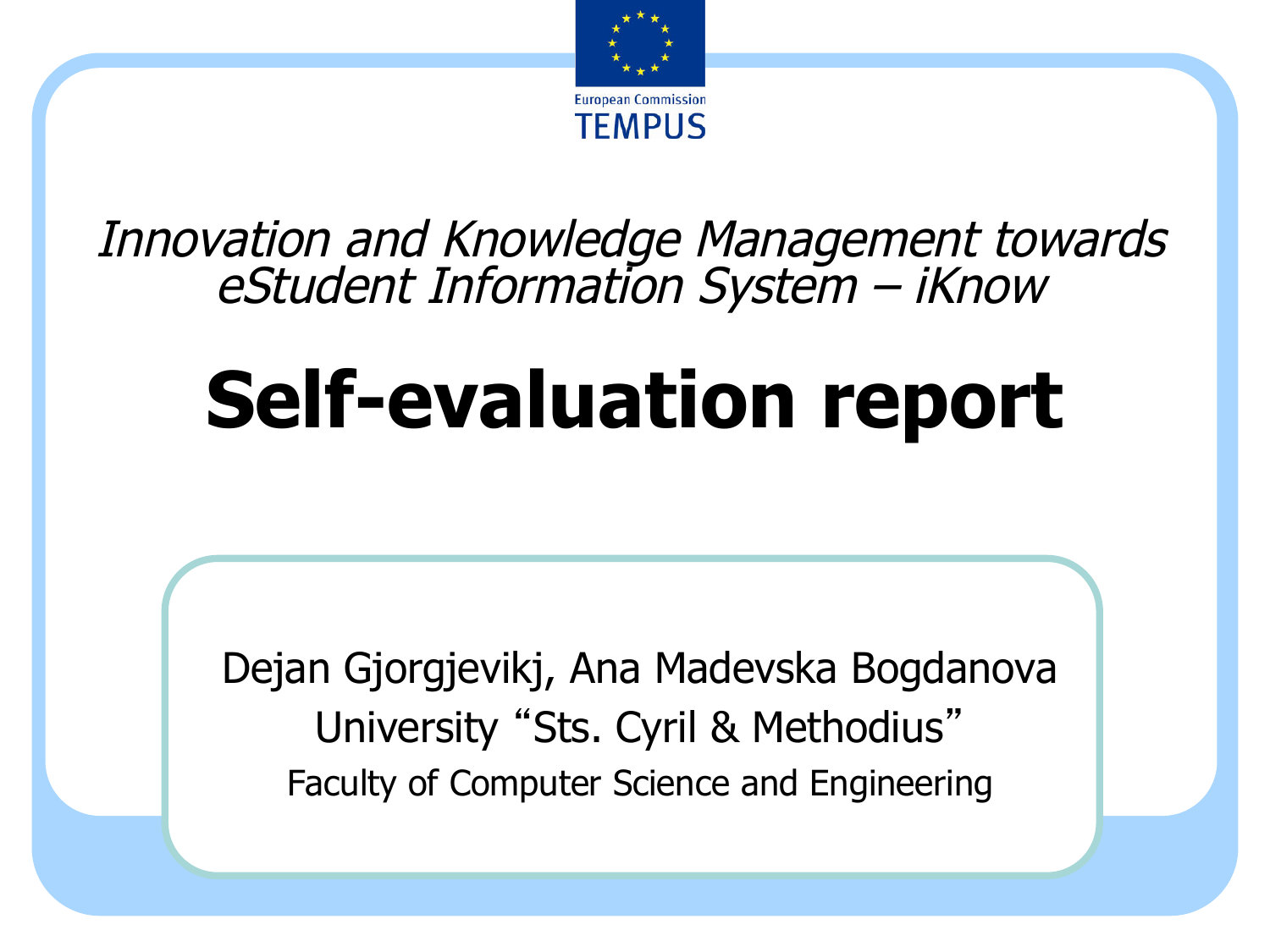European Commission
TEMPUS

*Innovation and Knowledge Management towards eStudent Information System – iKnow*

# Self-evaluation report

Dejan Gjorgjevikj, Ana Madevska Bogdanova

University "Sts. Cyril & Methodius"

Faculty of Computer Science and Engineering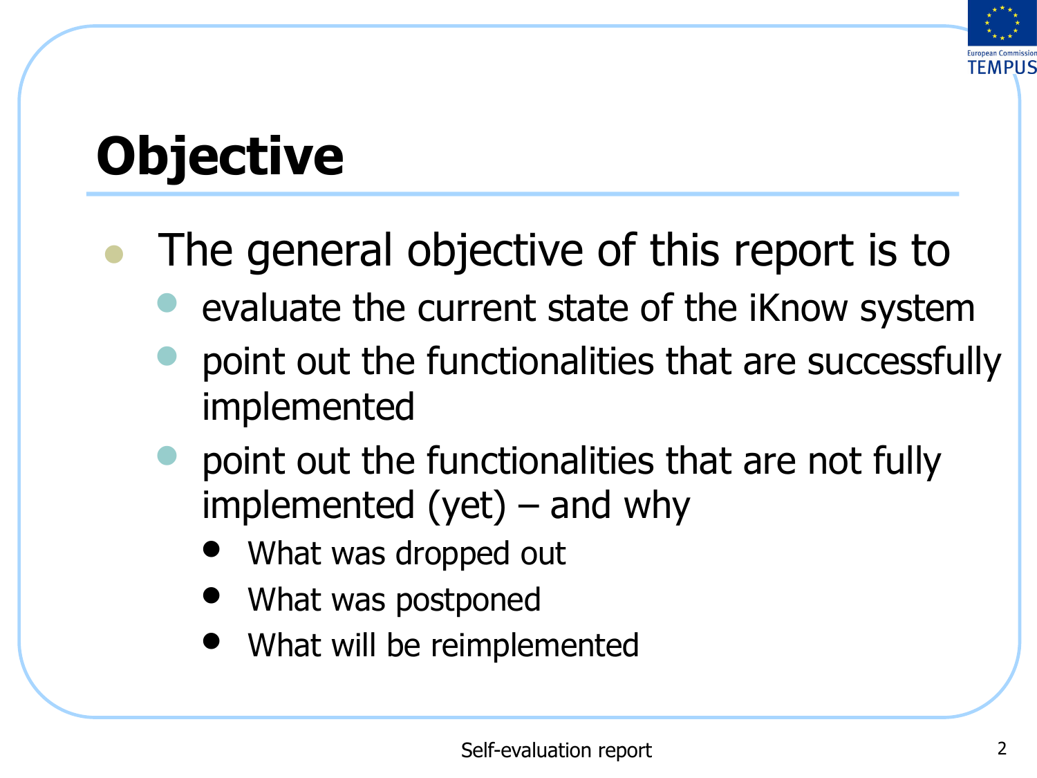# Objective

- The general objective of this report is to
  - evaluate the current state of the iKnow system
  - point out the functionalities that are successfully implemented
  - point out the functionalities that are not fully implemented (yet) – and why
    - What was dropped out
    - What was postponed
    - What will be reimplemented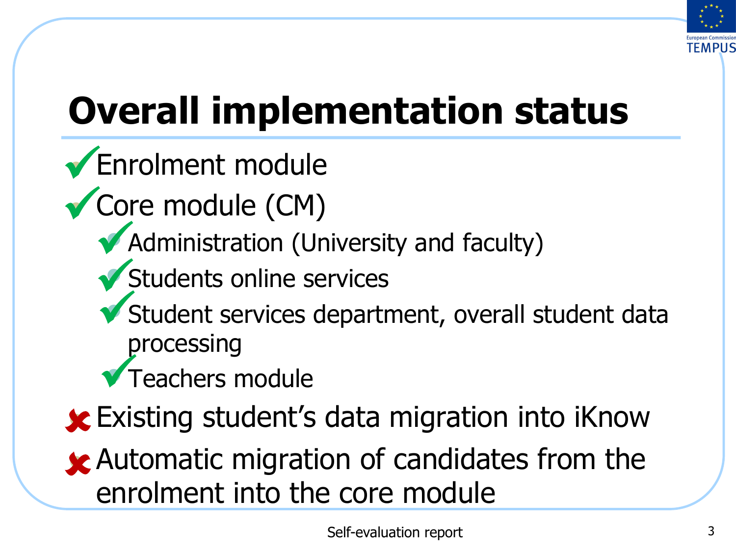# Overall implementation status

- ✓ Enrolment module
- ✓ Core module (CM)
  - ✓ Administration (University and faculty)
  - ✓ Students online services
  - ✓ Student services department, overall student data processing
  - ✓ Teachers module
- ✗ Existing student's data migration into iKnow
- ✗ Automatic migration of candidates from the enrolment into the core module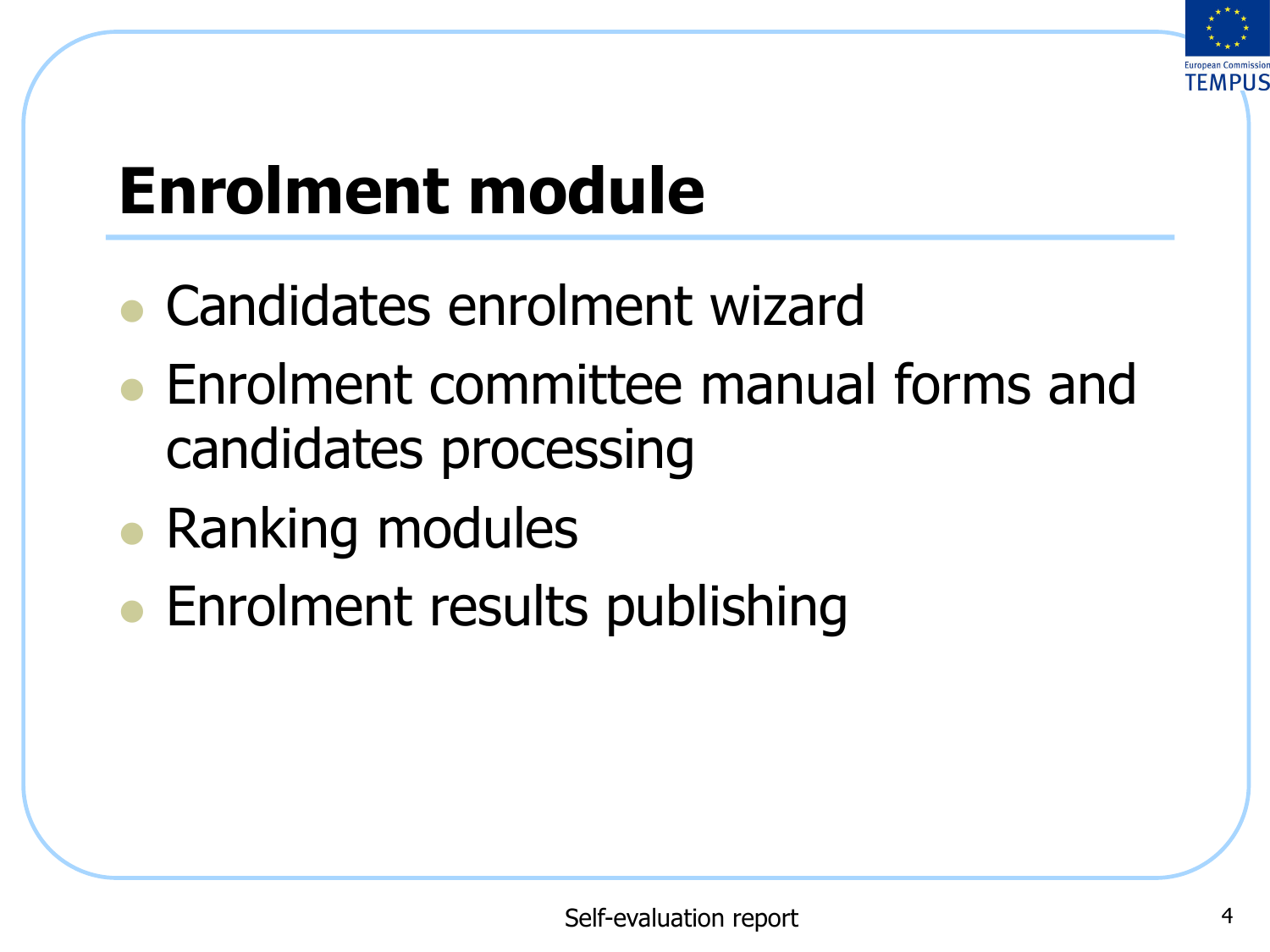# Enrolment module

- Candidates enrolment wizard
- Enrolment committee manual forms and candidates processing
- Ranking modules
- Enrolment results publishing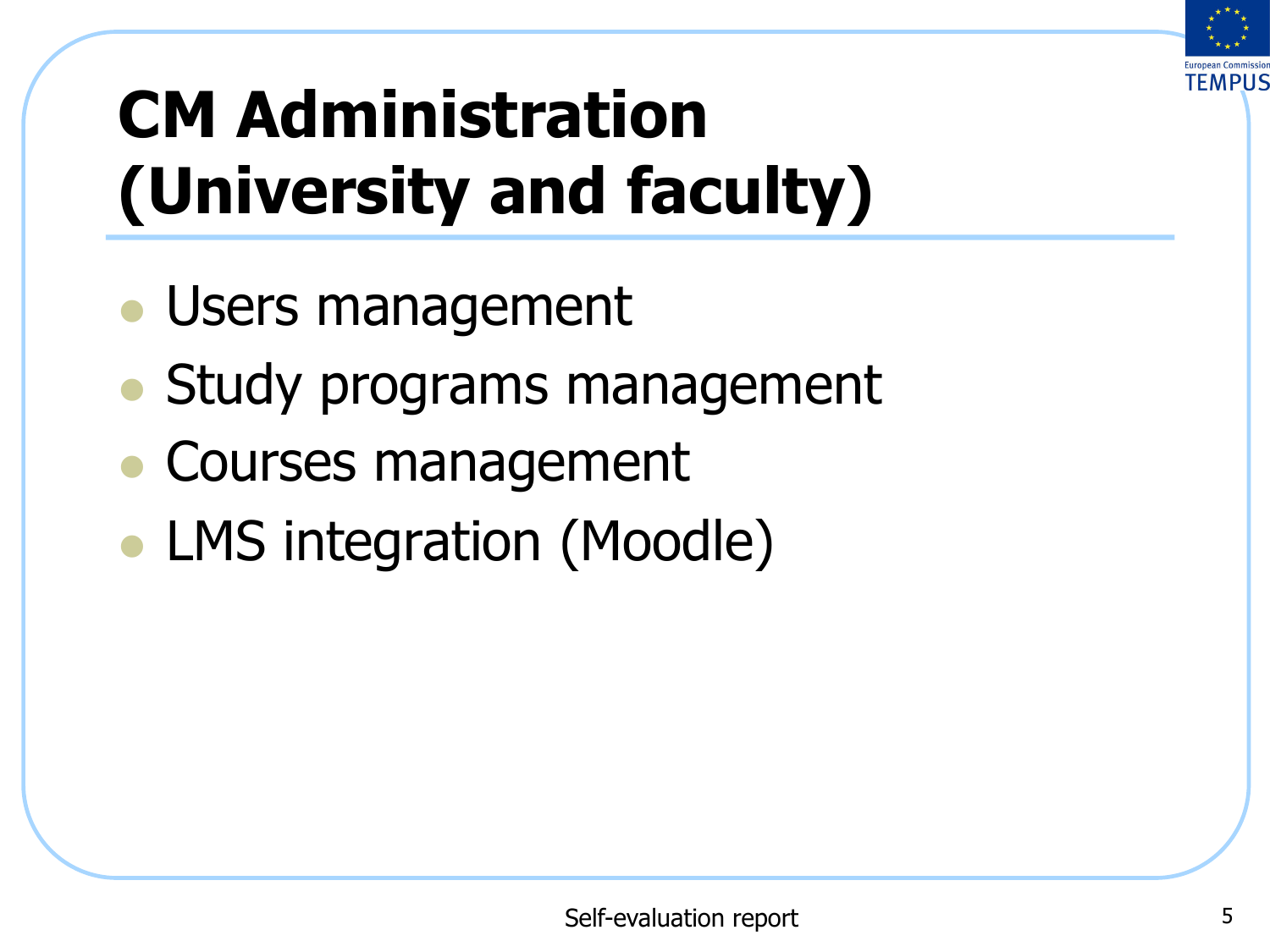# CM Administration (University and faculty)

- Users management
- Study programs management
- Courses management
- LMS integration (Moodle)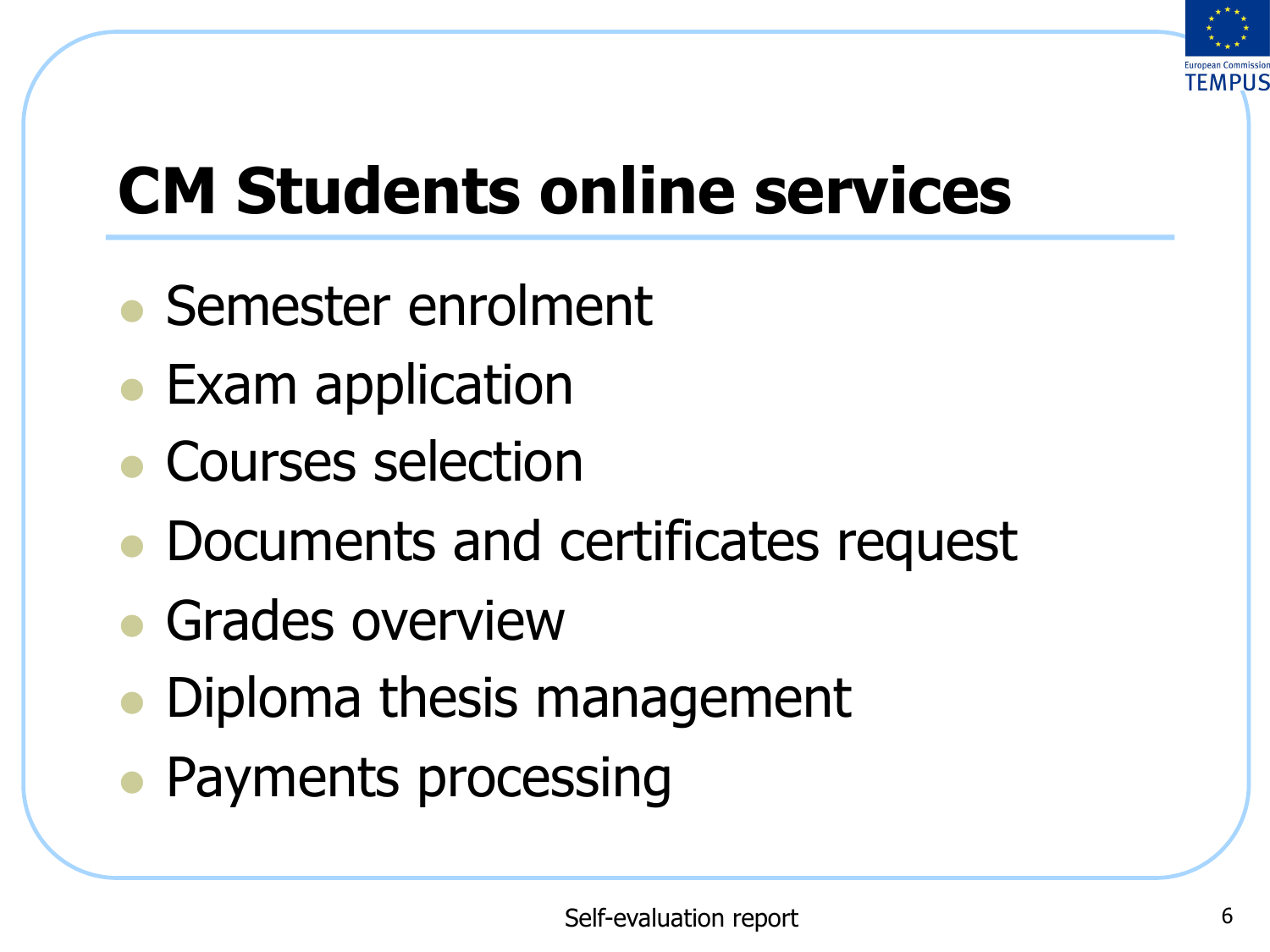# CM Students online services

- Semester enrolment
- Exam application
- Courses selection
- Documents and certificates request
- Grades overview
- Diploma thesis management
- Payments processing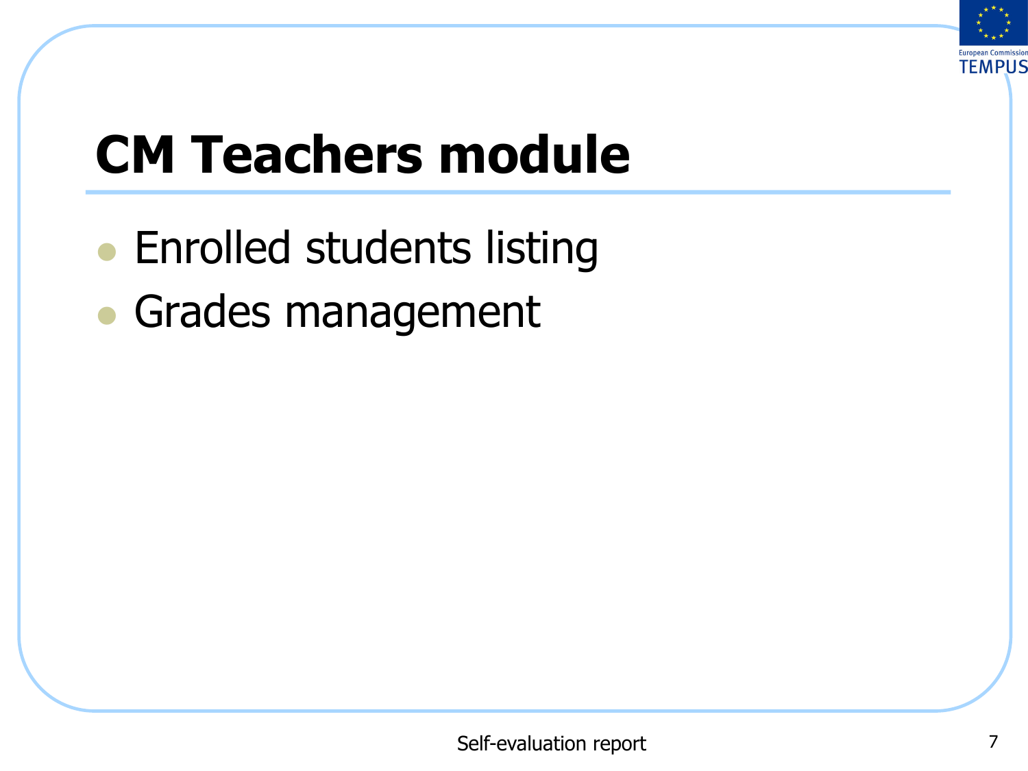# CM Teachers module

- Enrolled students listing
- Grades management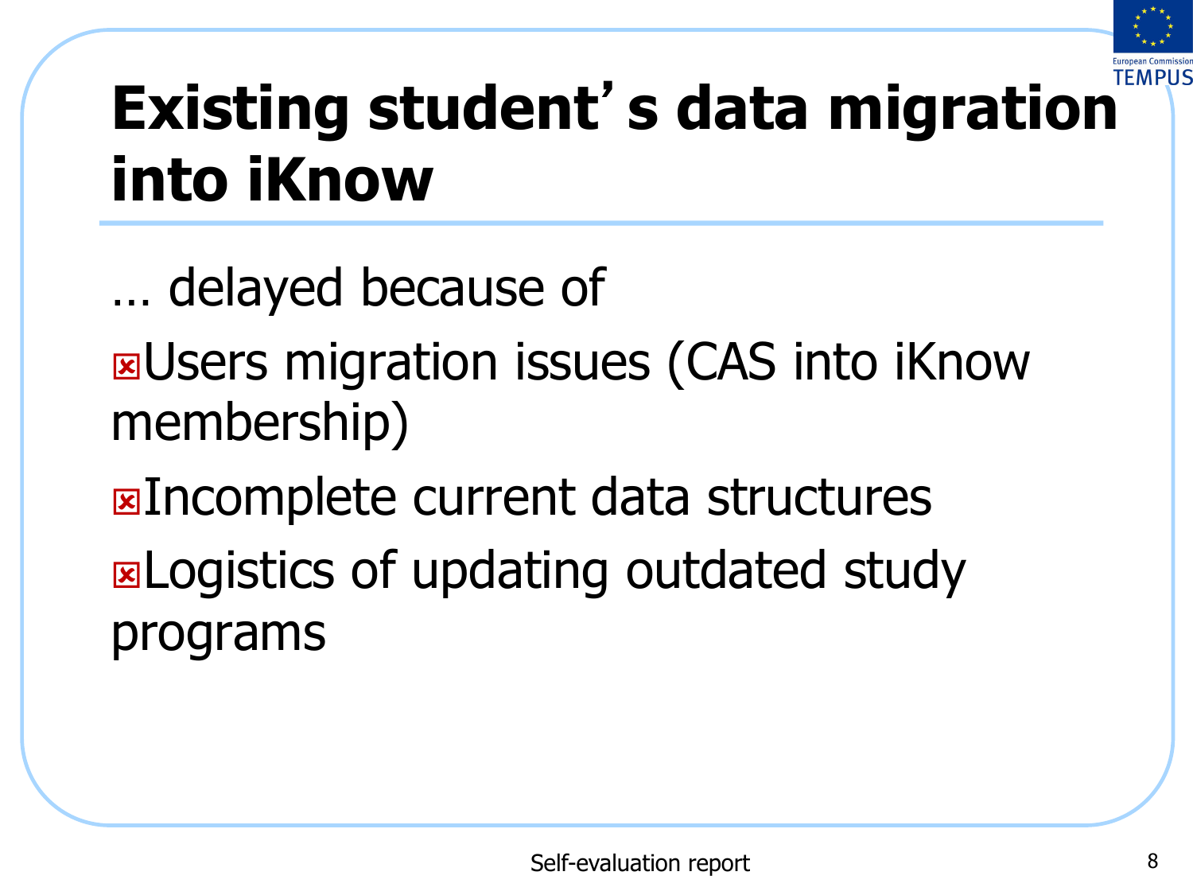# Existing student's data migration into iKnow

… delayed because of

- Users migration issues (CAS into iKnow membership)
- Incomplete current data structures
- Logistics of updating outdated study programs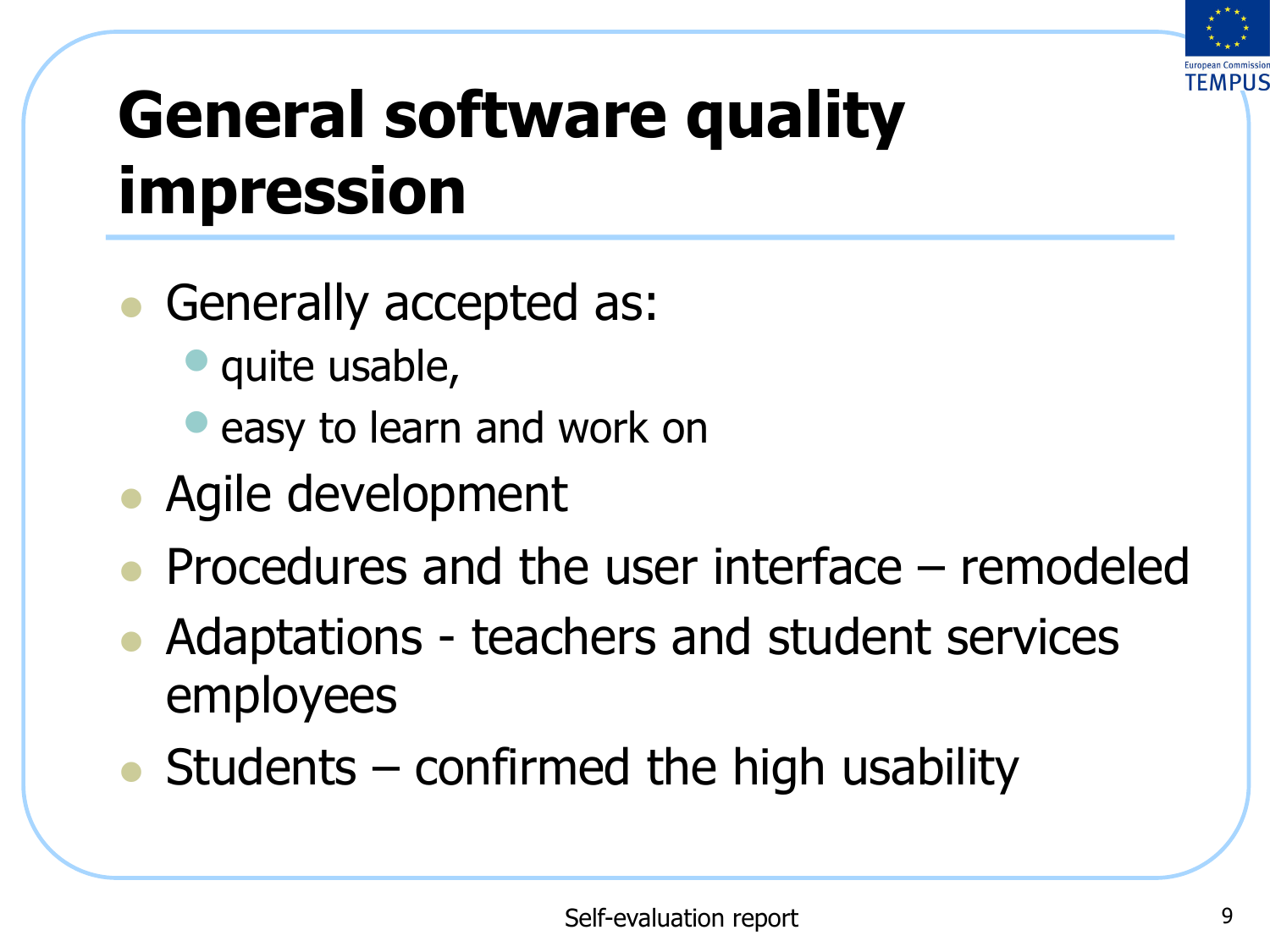# General software quality impression

- Generally accepted as:
  - quite usable,
  - easy to learn and work on
- Agile development
- Procedures and the user interface – remodeled
- Adaptations - teachers and student services employees
- Students – confirmed the high usability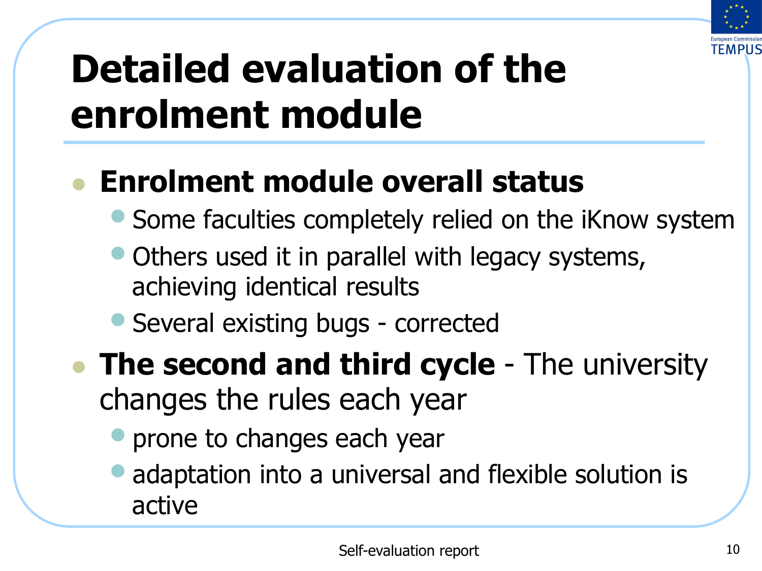# Detailed evaluation of the enrolment module

- **Enrolment module overall status**
  - Some faculties completely relied on the iKnow system
  - Others used it in parallel with legacy systems, achieving identical results
  - Several existing bugs - corrected
- **The second and third cycle** - The university changes the rules each year
  - prone to changes each year
  - adaptation into a universal and flexible solution is active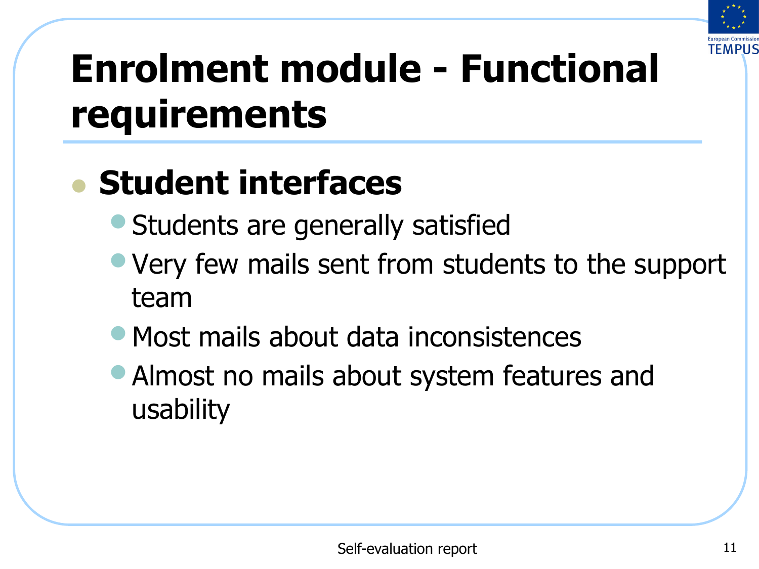# Enrolment module - Functional requirements

- **Student interfaces**
  - Students are generally satisfied
  - Very few mails sent from students to the support team
  - Most mails about data inconsistences
  - Almost no mails about system features and usability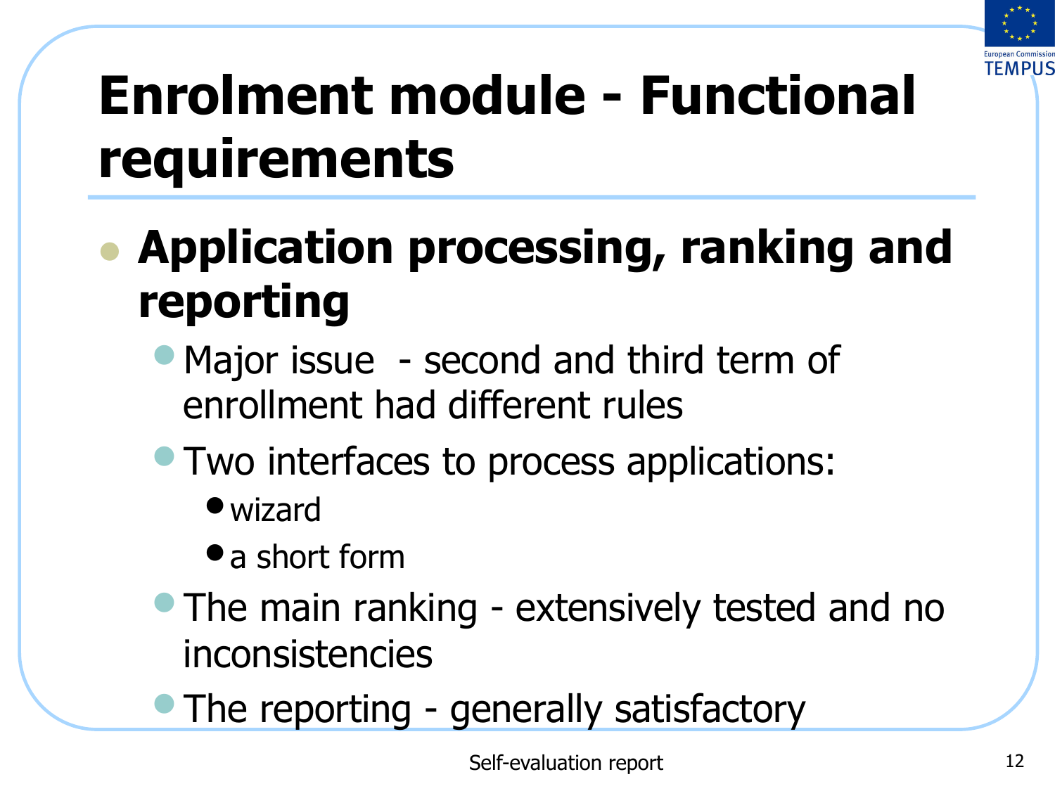# Enrolment module - Functional requirements

- **Application processing, ranking and reporting**
  - Major issue - second and third term of enrollment had different rules
  - Two interfaces to process applications:
    - wizard
    - a short form
  - The main ranking - extensively tested and no inconsistencies
  - The reporting - generally satisfactory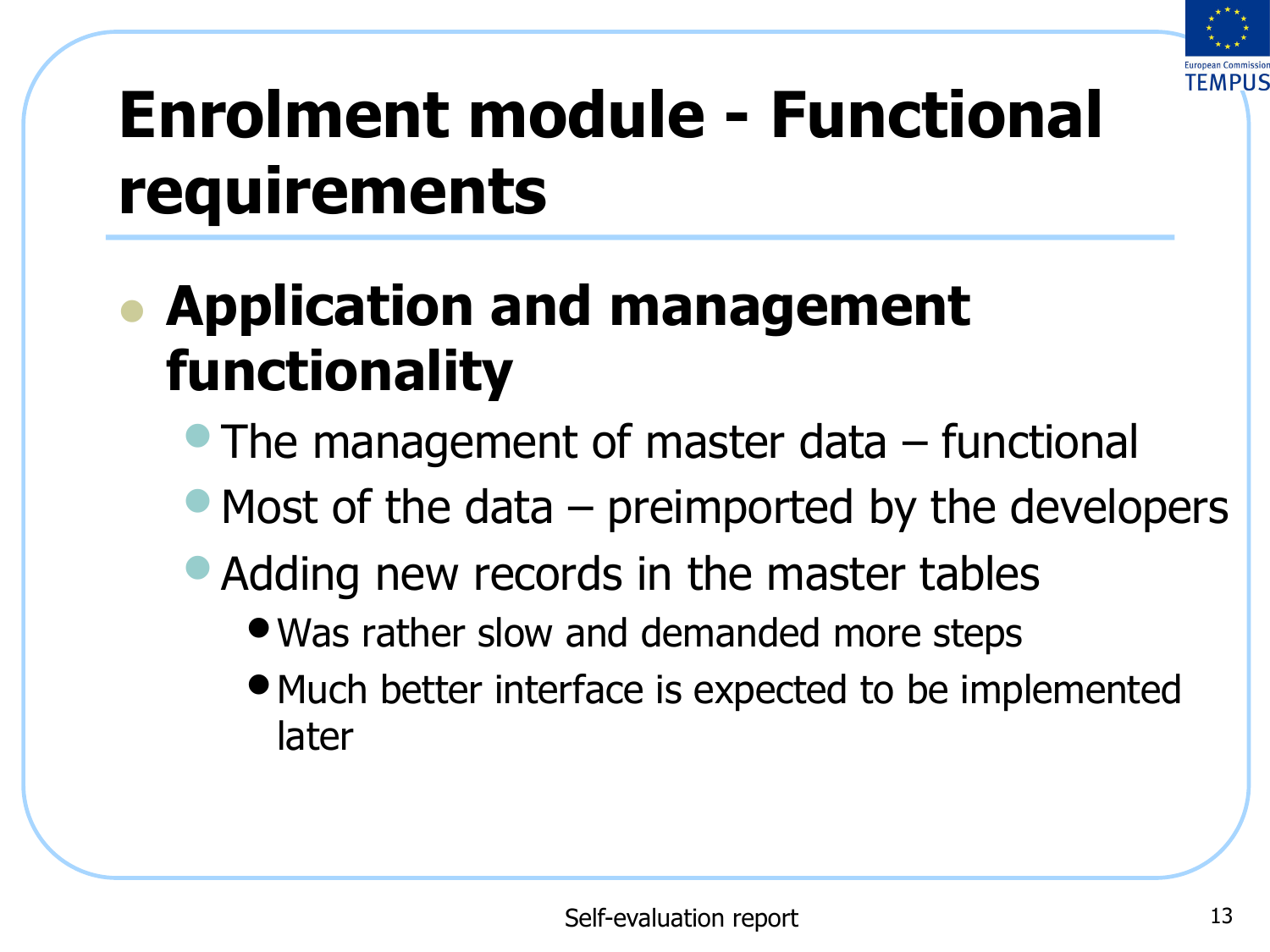# Enrolment module - Functional requirements

- **Application and management functionality**
  - The management of master data – functional
  - Most of the data – preimported by the developers
  - Adding new records in the master tables
    - Was rather slow and demanded more steps
    - Much better interface is expected to be implemented later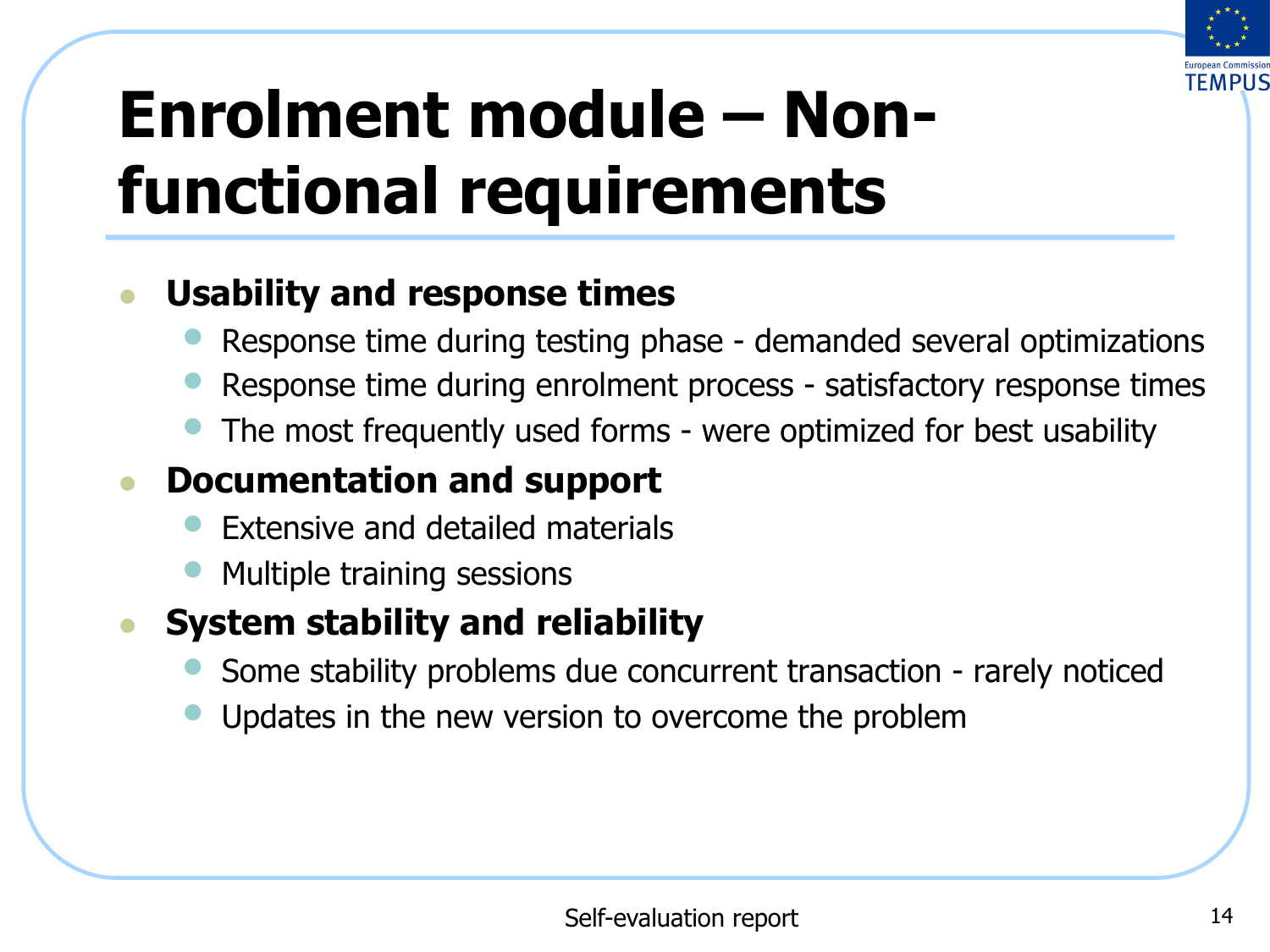# Enrolment module – Non-functional requirements

- **Usability and response times**
  - Response time during testing phase - demanded several optimizations
  - Response time during enrolment process - satisfactory response times
  - The most frequently used forms - were optimized for best usability
- **Documentation and support**
  - Extensive and detailed materials
  - Multiple training sessions
- **System stability and reliability**
  - Some stability problems due concurrent transaction - rarely noticed
  - Updates in the new version to overcome the problem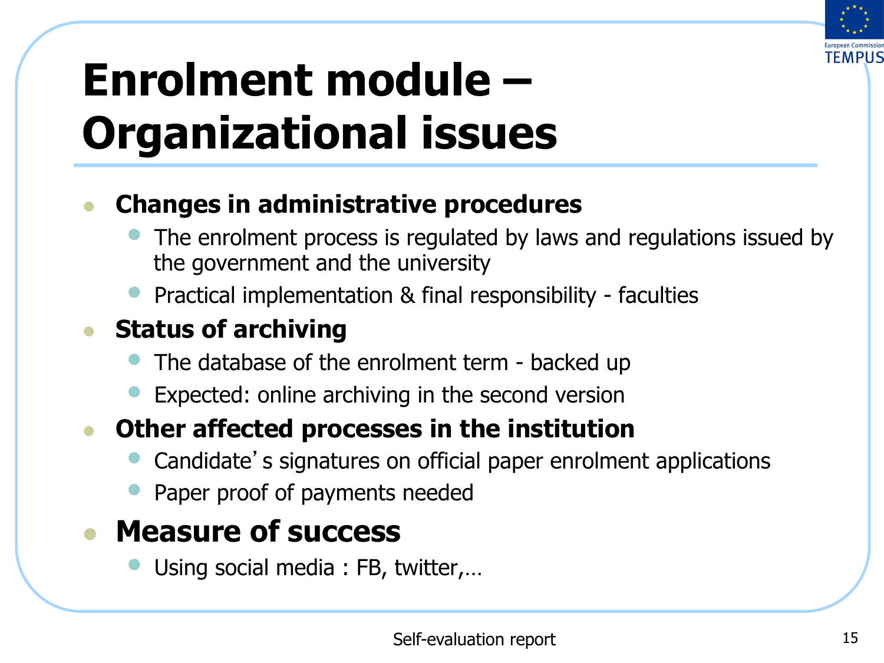# Enrolment module – Organizational issues

- **Changes in administrative procedures**
  - The enrolment process is regulated by laws and regulations issued by the government and the university
  - Practical implementation & final responsibility - faculties
- **Status of archiving**
  - The database of the enrolment term - backed up
  - Expected: online archiving in the second version
- **Other affected processes in the institution**
  - Candidate's signatures on official paper enrolment applications
  - Paper proof of payments needed
- **Measure of success**
  - Using social media : FB, twitter,…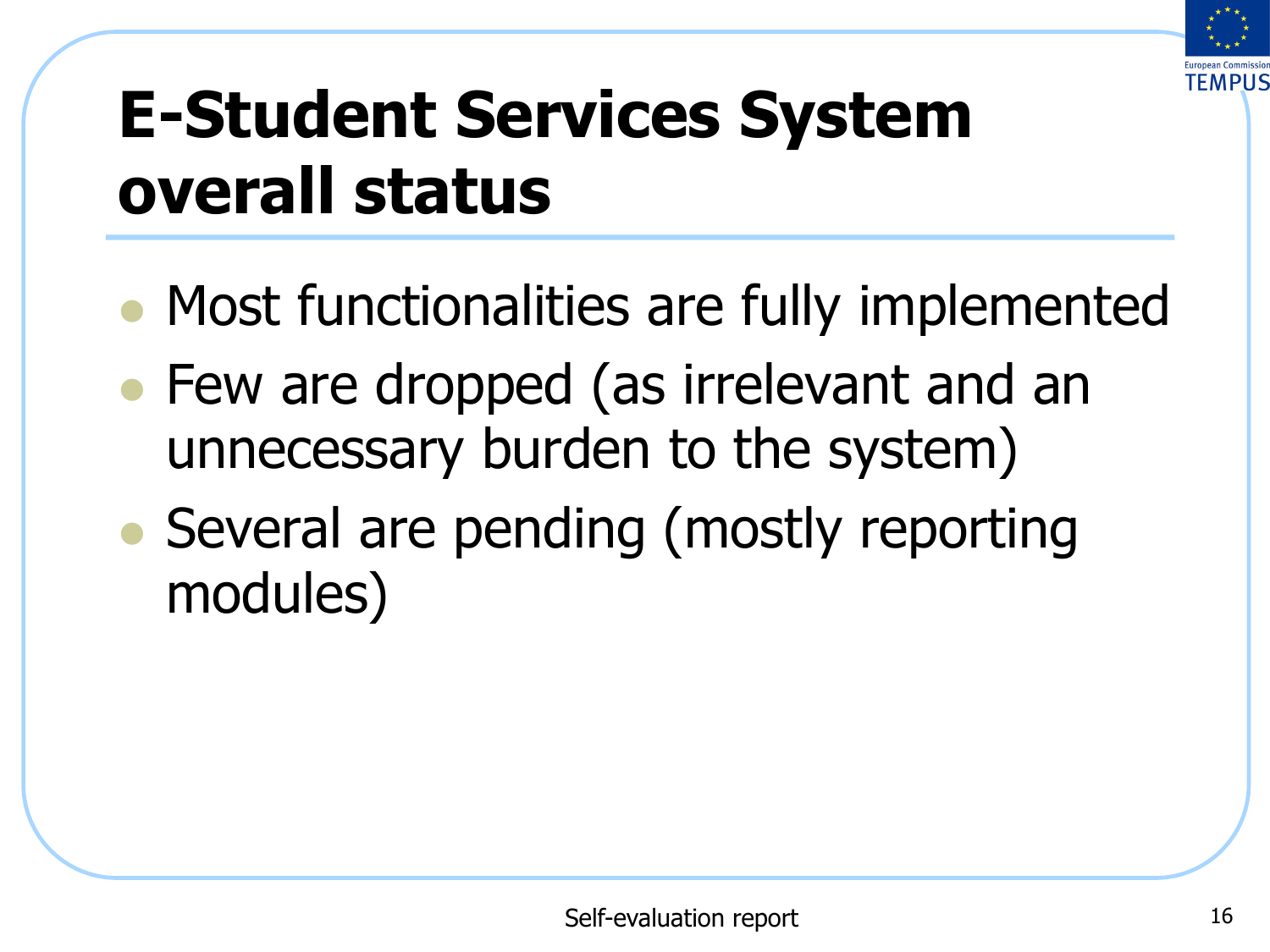# E-Student Services System overall status

- Most functionalities are fully implemented
- Few are dropped (as irrelevant and an unnecessary burden to the system)
- Several are pending (mostly reporting modules)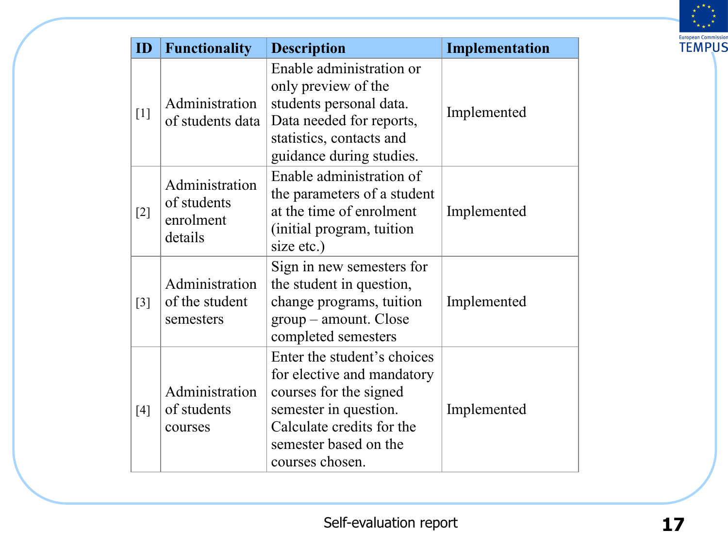| ID | Functionality | Description | Implementation |
|---|---|---|---|
| [1] | Administration of students data | Enable administration or only preview of the students personal data. Data needed for reports, statistics, contacts and guidance during studies. | Implemented |
| [2] | Administration of students enrolment details | Enable administration of the parameters of a student at the time of enrolment (initial program, tuition size etc.) | Implemented |
| [3] | Administration of the student semesters | Sign in new semesters for the student in question, change programs, tuition group – amount. Close completed semesters | Implemented |
| [4] | Administration of students courses | Enter the student's choices for elective and mandatory courses for the signed semester in question. Calculate credits for the semester based on the courses chosen. | Implemented |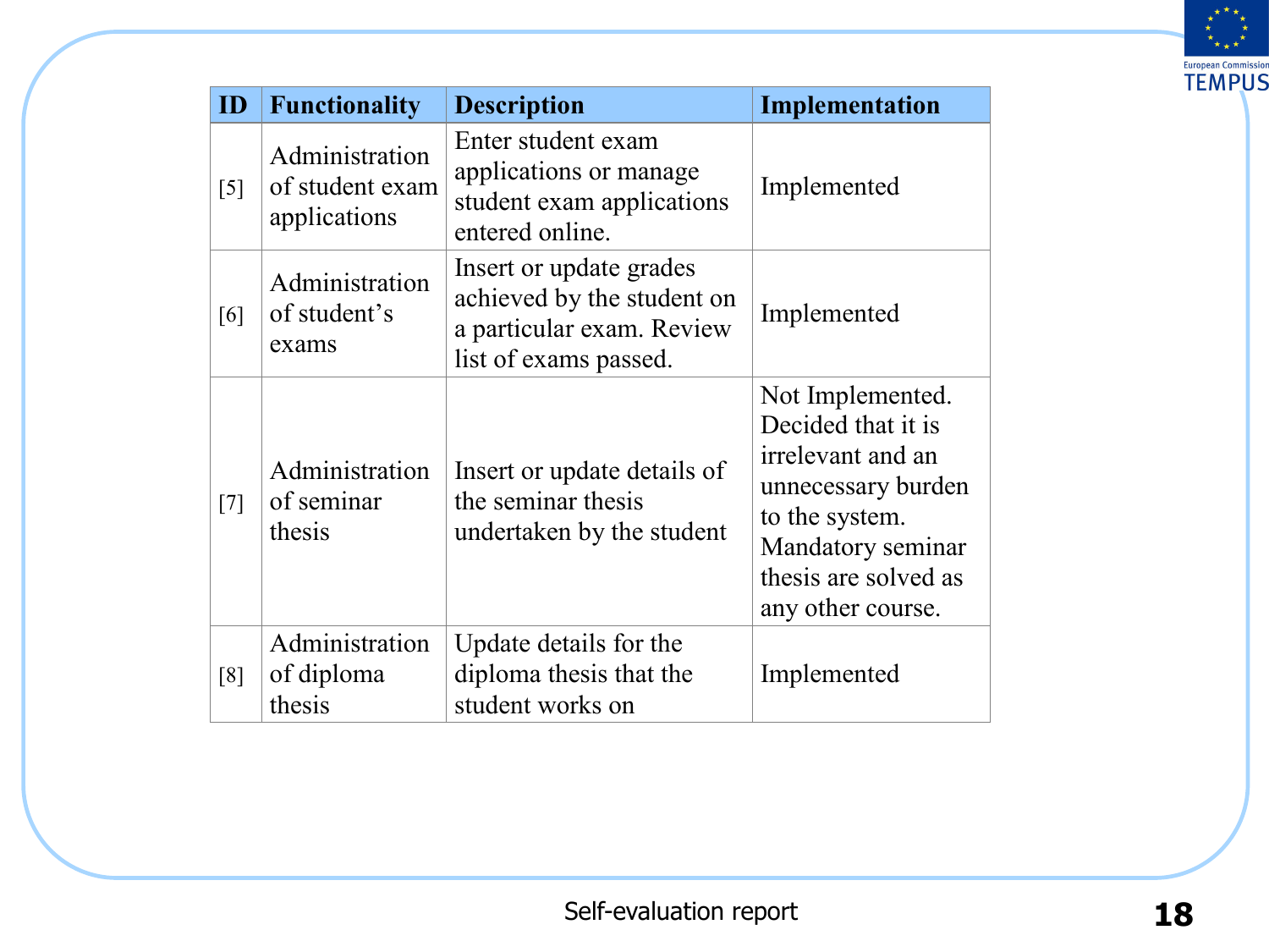| ID | Functionality | Description | Implementation |
|---|---|---|---|
| [5] | Administration of student exam applications | Enter student exam applications or manage student exam applications entered online. | Implemented |
| [6] | Administration of student's exams | Insert or update grades achieved by the student on a particular exam. Review list of exams passed. | Implemented |
| [7] | Administration of seminar thesis | Insert or update details of the seminar thesis undertaken by the student | Not Implemented. Decided that it is irrelevant and an unnecessary burden to the system. Mandatory seminar thesis are solved as any other course. |
| [8] | Administration of diploma thesis | Update details for the diploma thesis that the student works on | Implemented |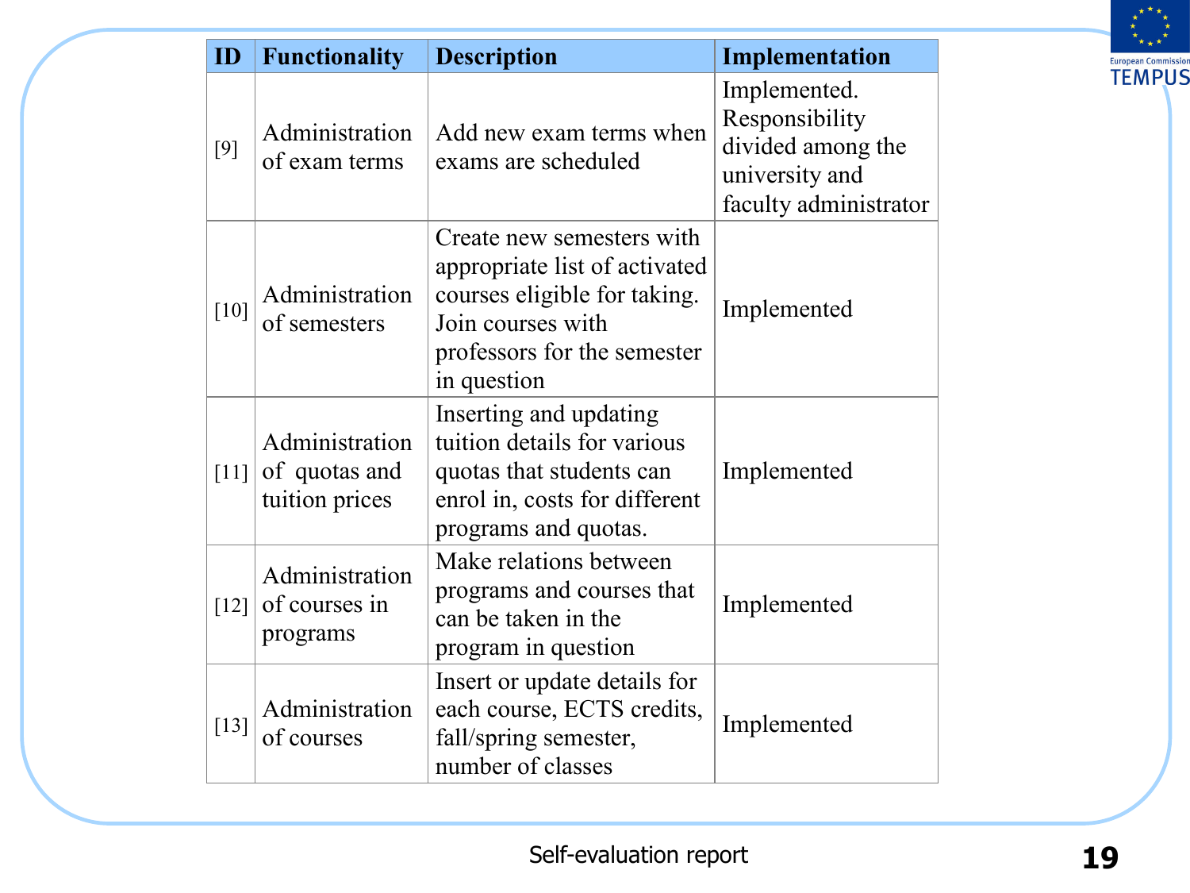| ID | Functionality | Description | Implementation |
| --- | --- | --- | --- |
| [9] | Administration of exam terms | Add new exam terms when exams are scheduled | Implemented. Responsibility divided among the university and faculty administrator |
| [10] | Administration of semesters | Create new semesters with appropriate list of activated courses eligible for taking. Join courses with professors for the semester in question | Implemented |
| [11] | Administration of quotas and tuition prices | Inserting and updating tuition details for various quotas that students can enrol in, costs for different programs and quotas. | Implemented |
| [12] | Administration of courses in programs | Make relations between programs and courses that can be taken in the program in question | Implemented |
| [13] | Administration of courses | Insert or update details for each course, ECTS credits, fall/spring semester, number of classes | Implemented |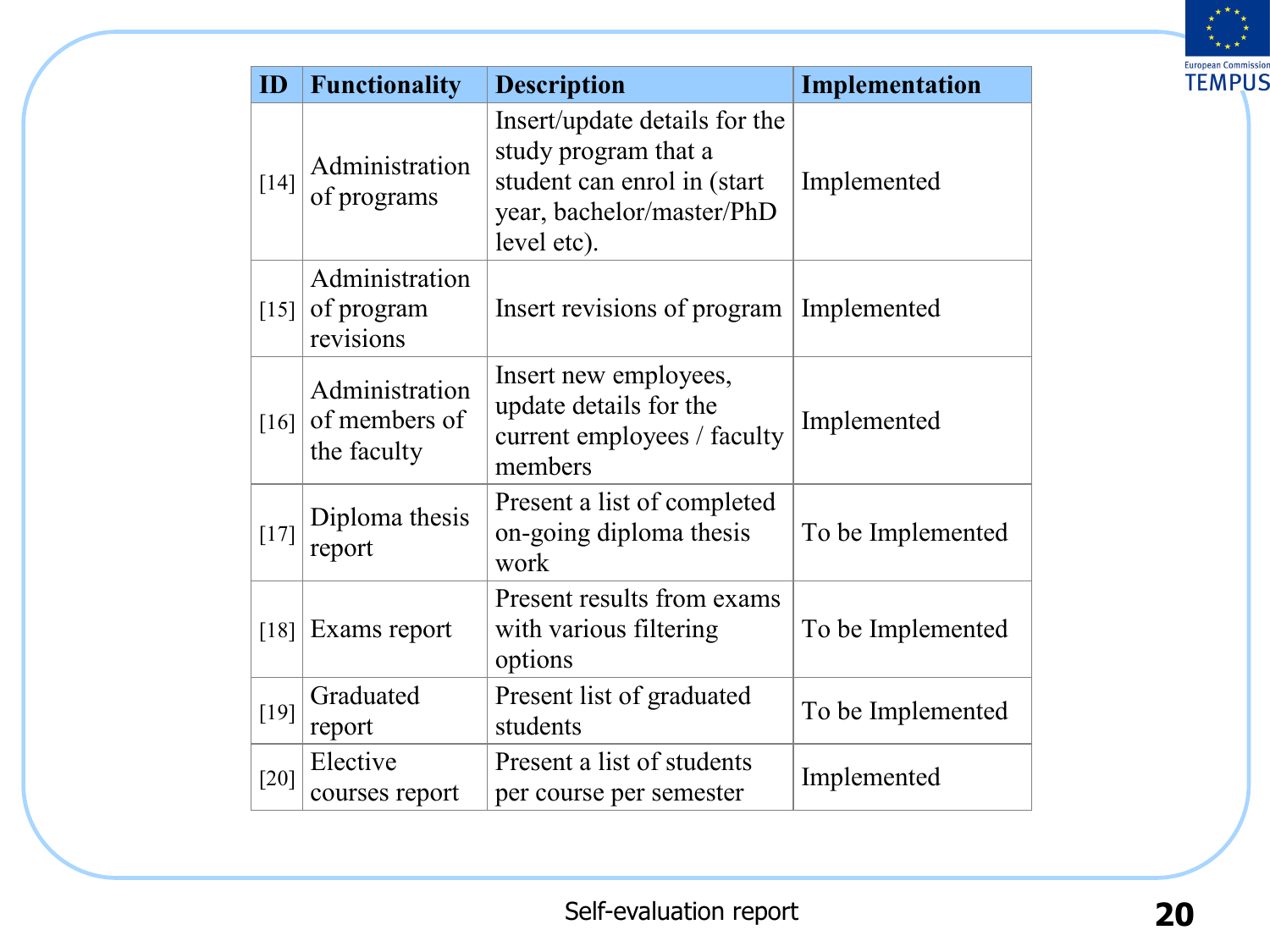| ID | Functionality | Description | Implementation |
|---|---|---|---|
| [14] | Administration of programs | Insert/update details for the study program that a student can enrol in (start year, bachelor/master/PhD level etc). | Implemented |
| [15] | Administration of program revisions | Insert revisions of program | Implemented |
| [16] | Administration of members of the faculty | Insert new employees, update details for the current employees / faculty members | Implemented |
| [17] | Diploma thesis report | Present a list of completed on-going diploma thesis work | To be Implemented |
| [18] | Exams report | Present results from exams with various filtering options | To be Implemented |
| [19] | Graduated report | Present list of graduated students | To be Implemented |
| [20] | Elective courses report | Present a list of students per course per semester | Implemented |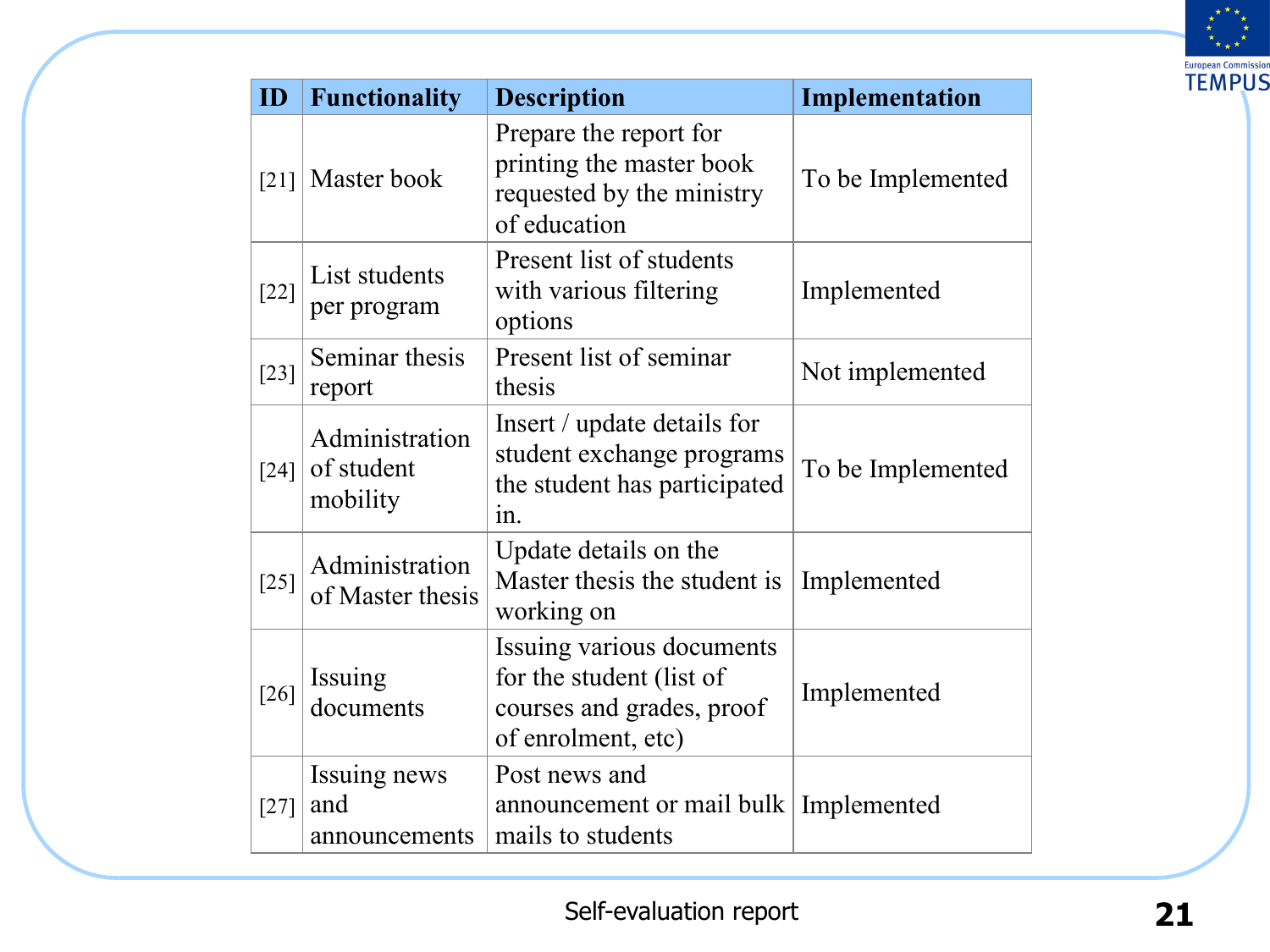| ID | Functionality | Description | Implementation |
|---|---|---|---|
| [21] | Master book | Prepare the report for printing the master book requested by the ministry of education | To be Implemented |
| [22] | List students per program | Present list of students with various filtering options | Implemented |
| [23] | Seminar thesis report | Present list of seminar thesis | Not implemented |
| [24] | Administration of student mobility | Insert / update details for student exchange programs the student has participated in. | To be Implemented |
| [25] | Administration of Master thesis | Update details on the Master thesis the student is working on | Implemented |
| [26] | Issuing documents | Issuing various documents for the student (list of courses and grades, proof of enrolment, etc) | Implemented |
| [27] | Issuing news and announcements | Post news and announcement or mail bulk mails to students | Implemented |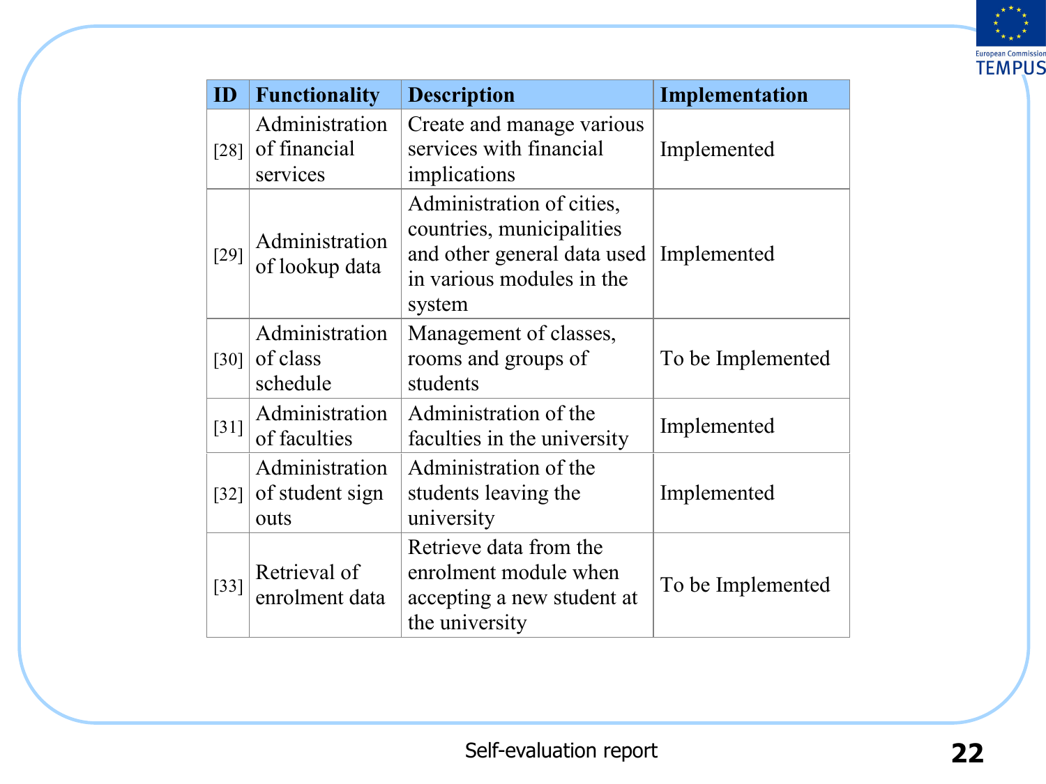| ID | Functionality | Description | Implementation |
|---|---|---|---|
| [28] | Administration of financial services | Create and manage various services with financial implications | Implemented |
| [29] | Administration of lookup data | Administration of cities, countries, municipalities and other general data used in various modules in the system | Implemented |
| [30] | Administration of class schedule | Management of classes, rooms and groups of students | To be Implemented |
| [31] | Administration of faculties | Administration of the faculties in the university | Implemented |
| [32] | Administration of student sign outs | Administration of the students leaving the university | Implemented |
| [33] | Retrieval of enrolment data | Retrieve data from the enrolment module when accepting a new student at the university | To be Implemented |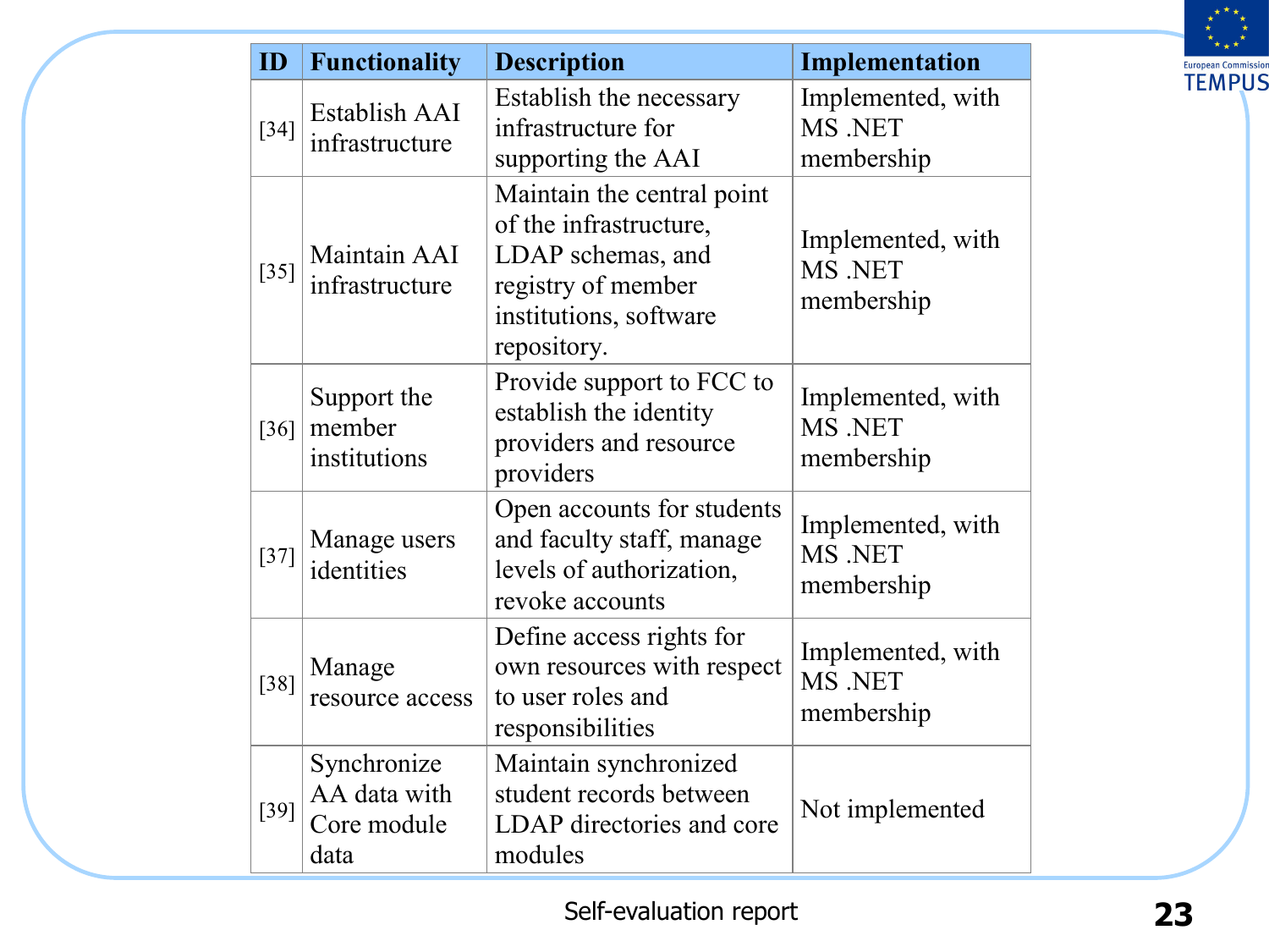| ID | Functionality | Description | Implementation |
|---|---|---|---|
| [34] | Establish AAI infrastructure | Establish the necessary infrastructure for supporting the AAI | Implemented, with MS .NET membership |
| [35] | Maintain AAI infrastructure | Maintain the central point of the infrastructure, LDAP schemas, and registry of member institutions, software repository. | Implemented, with MS .NET membership |
| [36] | Support the member institutions | Provide support to FCC to establish the identity providers and resource providers | Implemented, with MS .NET membership |
| [37] | Manage users identities | Open accounts for students and faculty staff, manage levels of authorization, revoke accounts | Implemented, with MS .NET membership |
| [38] | Manage resource access | Define access rights for own resources with respect to user roles and responsibilities | Implemented, with MS .NET membership |
| [39] | Synchronize AA data with Core module data | Maintain synchronized student records between LDAP directories and core modules | Not implemented |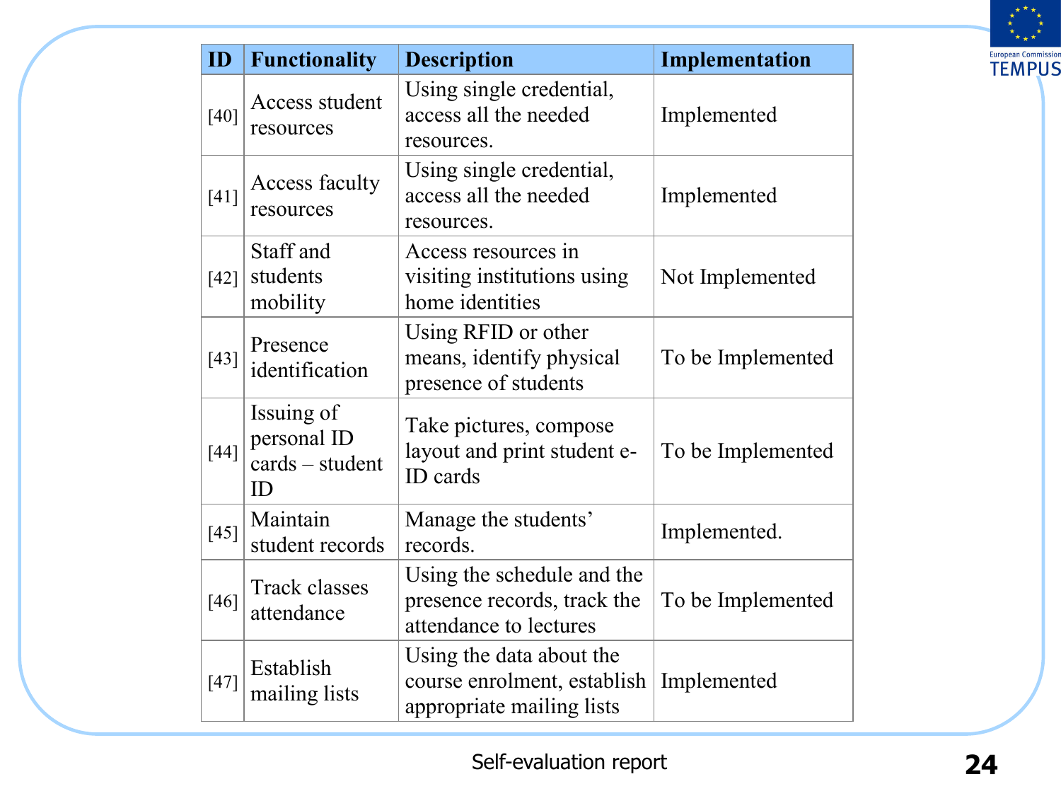| ID | Functionality | Description | Implementation |
|---|---|---|---|
| [40] | Access student resources | Using single credential, access all the needed resources. | Implemented |
| [41] | Access faculty resources | Using single credential, access all the needed resources. | Implemented |
| [42] | Staff and students mobility | Access resources in visiting institutions using home identities | Not Implemented |
| [43] | Presence identification | Using RFID or other means, identify physical presence of students | To be Implemented |
| [44] | Issuing of personal ID cards – student ID | Take pictures, compose layout and print student e-ID cards | To be Implemented |
| [45] | Maintain student records | Manage the students' records. | Implemented. |
| [46] | Track classes attendance | Using the schedule and the presence records, track the attendance to lectures | To be Implemented |
| [47] | Establish mailing lists | Using the data about the course enrolment, establish appropriate mailing lists | Implemented |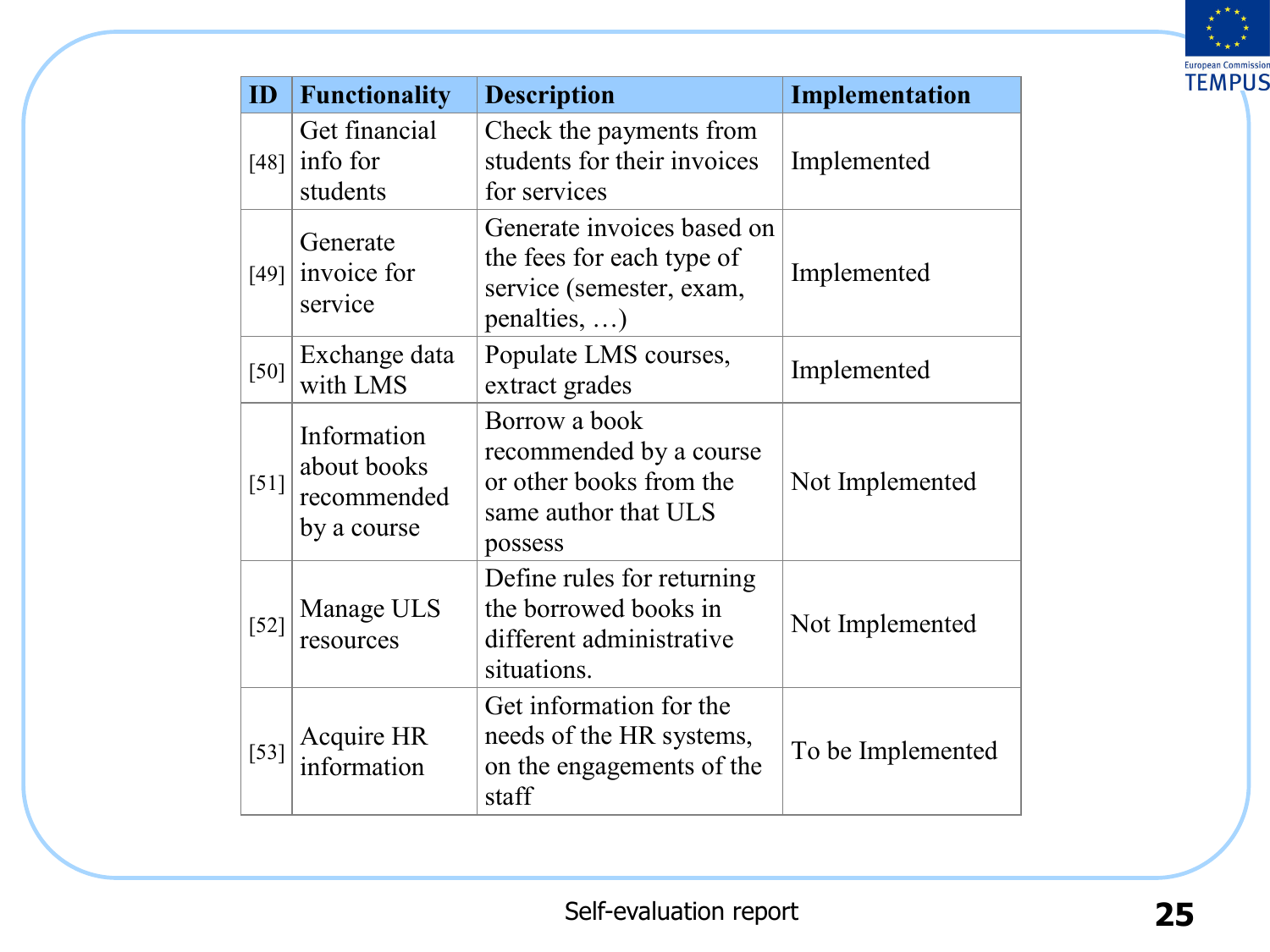| ID | Functionality | Description | Implementation |
| --- | --- | --- | --- |
| [48] | Get financial info for students | Check the payments from students for their invoices for services | Implemented |
| [49] | Generate invoice for service | Generate invoices based on the fees for each type of service (semester, exam, penalties, …) | Implemented |
| [50] | Exchange data with LMS | Populate LMS courses, extract grades | Implemented |
| [51] | Information about books recommended by a course | Borrow a book recommended by a course or other books from the same author that ULS possess | Not Implemented |
| [52] | Manage ULS resources | Define rules for returning the borrowed books in different administrative situations. | Not Implemented |
| [53] | Acquire HR information | Get information for the needs of the HR systems, on the engagements of the staff | To be Implemented |

Self-evaluation report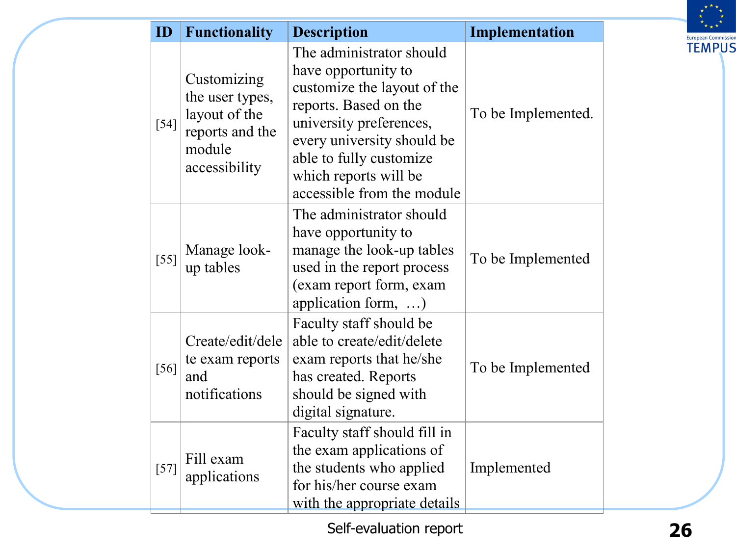| ID | Functionality | Description | Implementation |
|---|---|---|---|
| [54] | Customizing the user types, layout of the reports and the module accessibility | The administrator should have opportunity to customize the layout of the reports. Based on the university preferences, every university should be able to fully customize which reports will be accessible from the module | To be Implemented. |
| [55] | Manage look-up tables | The administrator should have opportunity to manage the look-up tables used in the report process (exam report form, exam application form, …) | To be Implemented |
| [56] | Create/edit/delete exam reports and notifications | Faculty staff should be able to create/edit/delete exam reports that he/she has created. Reports should be signed with digital signature. | To be Implemented |
| [57] | Fill exam applications | Faculty staff should fill in the exam applications of the students who applied for his/her course exam with the appropriate details | Implemented |

Self-evaluation report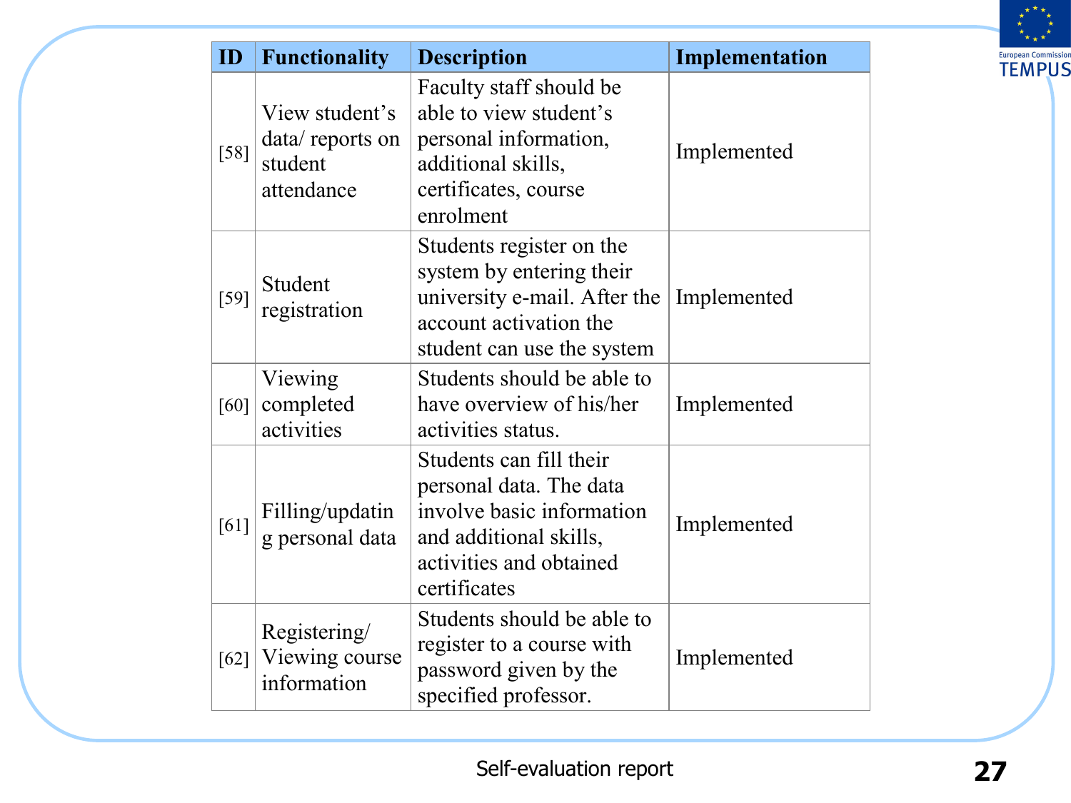| ID | Functionality | Description | Implementation |
|---|---|---|---|
| [58] | View student's data/ reports on student attendance | Faculty staff should be able to view student's personal information, additional skills, certificates, course enrolment | Implemented |
| [59] | Student registration | Students register on the system by entering their university e-mail. After the account activation the student can use the system | Implemented |
| [60] | Viewing completed activities | Students should be able to have overview of his/her activities status. | Implemented |
| [61] | Filling/updating personal data | Students can fill their personal data. The data involve basic information and additional skills, activities and obtained certificates | Implemented |
| [62] | Registering/ Viewing course information | Students should be able to register to a course with password given by the specified professor. | Implemented |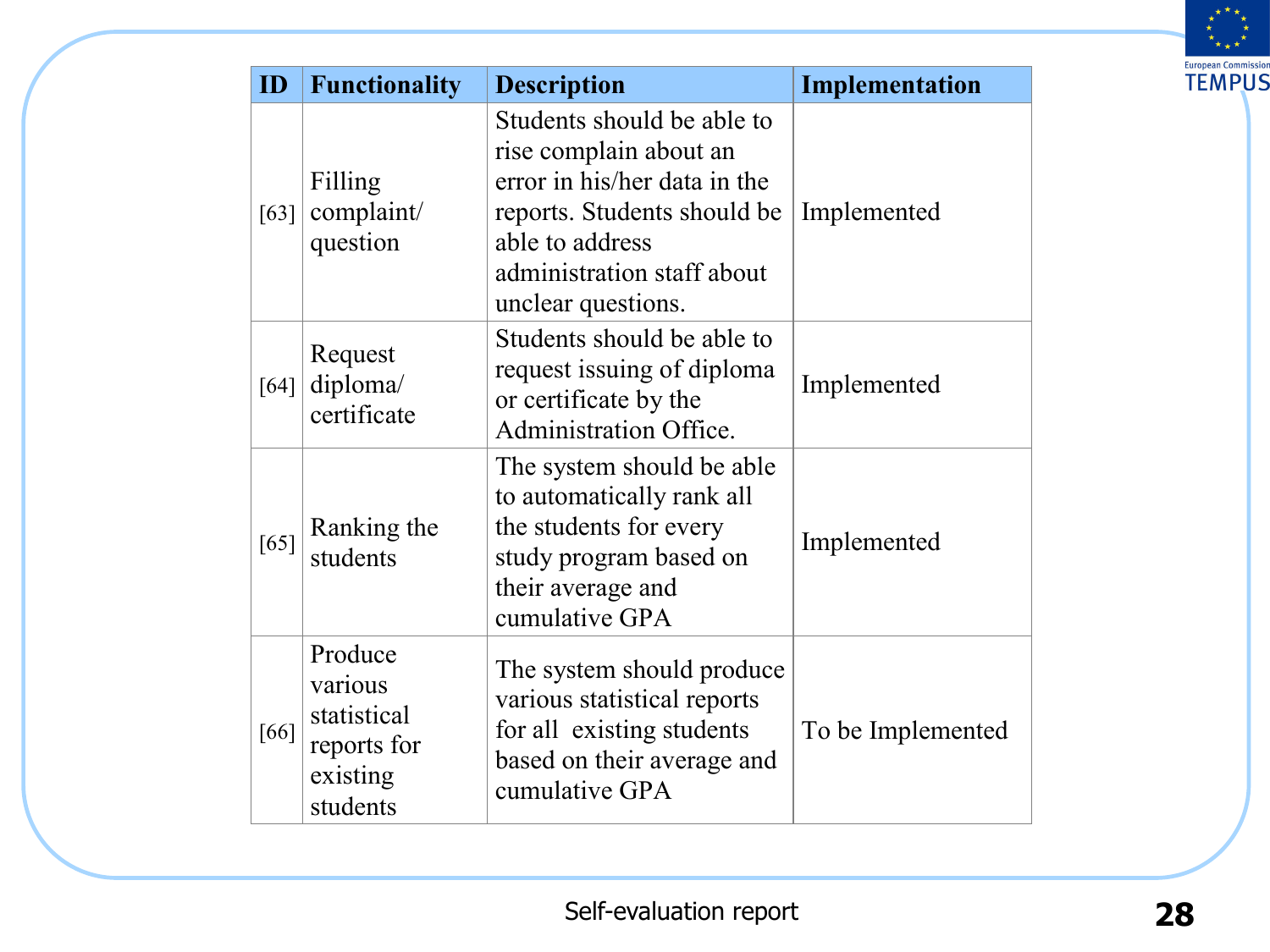| ID | Functionality | Description | Implementation |
|---|---|---|---|
| [63] | Filling complaint/ question | Students should be able to rise complain about an error in his/her data in the reports. Students should be able to address administration staff about unclear questions. | Implemented |
| [64] | Request diploma/ certificate | Students should be able to request issuing of diploma or certificate by the Administration Office. | Implemented |
| [65] | Ranking the students | The system should be able to automatically rank all the students for every study program based on their average and cumulative GPA | Implemented |
| [66] | Produce various statistical reports for existing students | The system should produce various statistical reports for all existing students based on their average and cumulative GPA | To be Implemented |

Self-evaluation report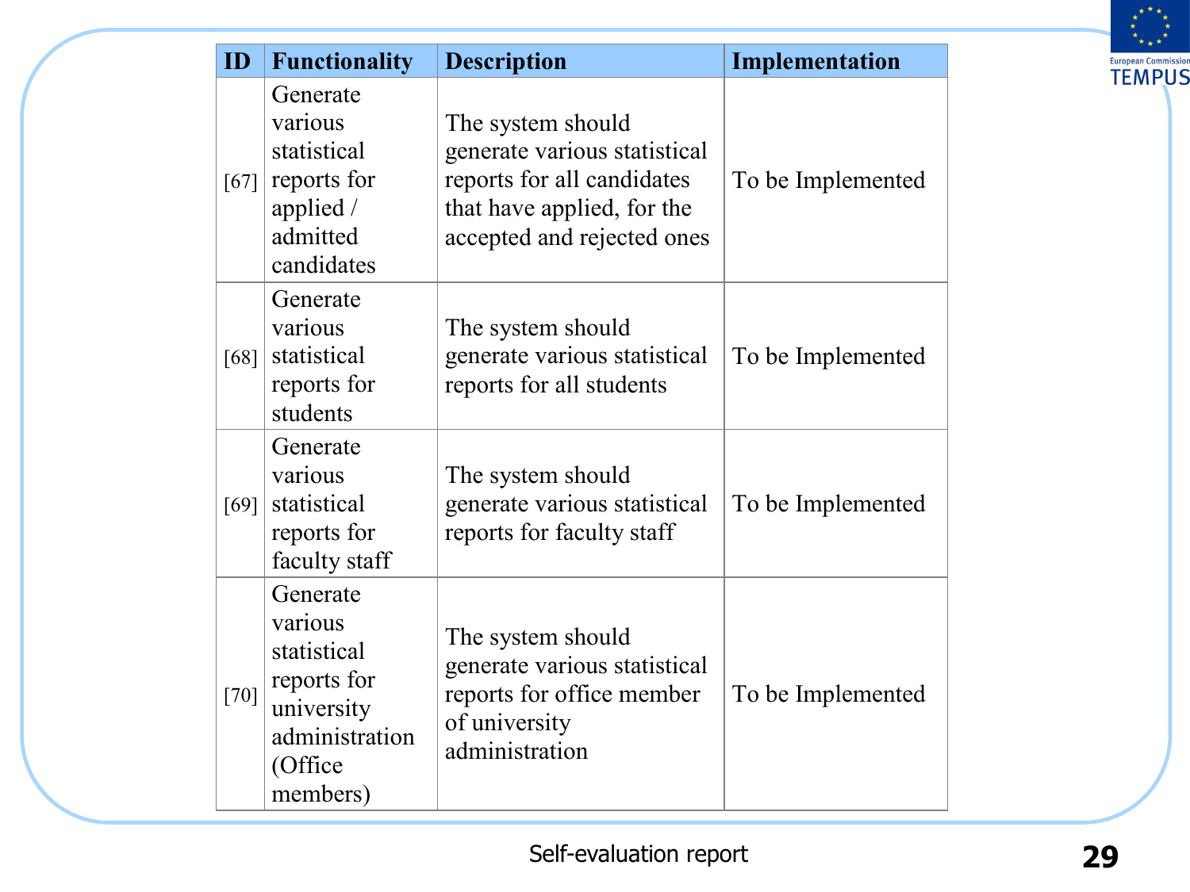| ID | Functionality | Description | Implementation |
| --- | --- | --- | --- |
| [67] | Generate various statistical reports for applied / admitted candidates | The system should generate various statistical reports for all candidates that have applied, for the accepted and rejected ones | To be Implemented |
| [68] | Generate various statistical reports for students | The system should generate various statistical reports for all students | To be Implemented |
| [69] | Generate various statistical reports for faculty staff | The system should generate various statistical reports for faculty staff | To be Implemented |
| [70] | Generate various statistical reports for university administration (Office members) | The system should generate various statistical reports for office member of university administration | To be Implemented |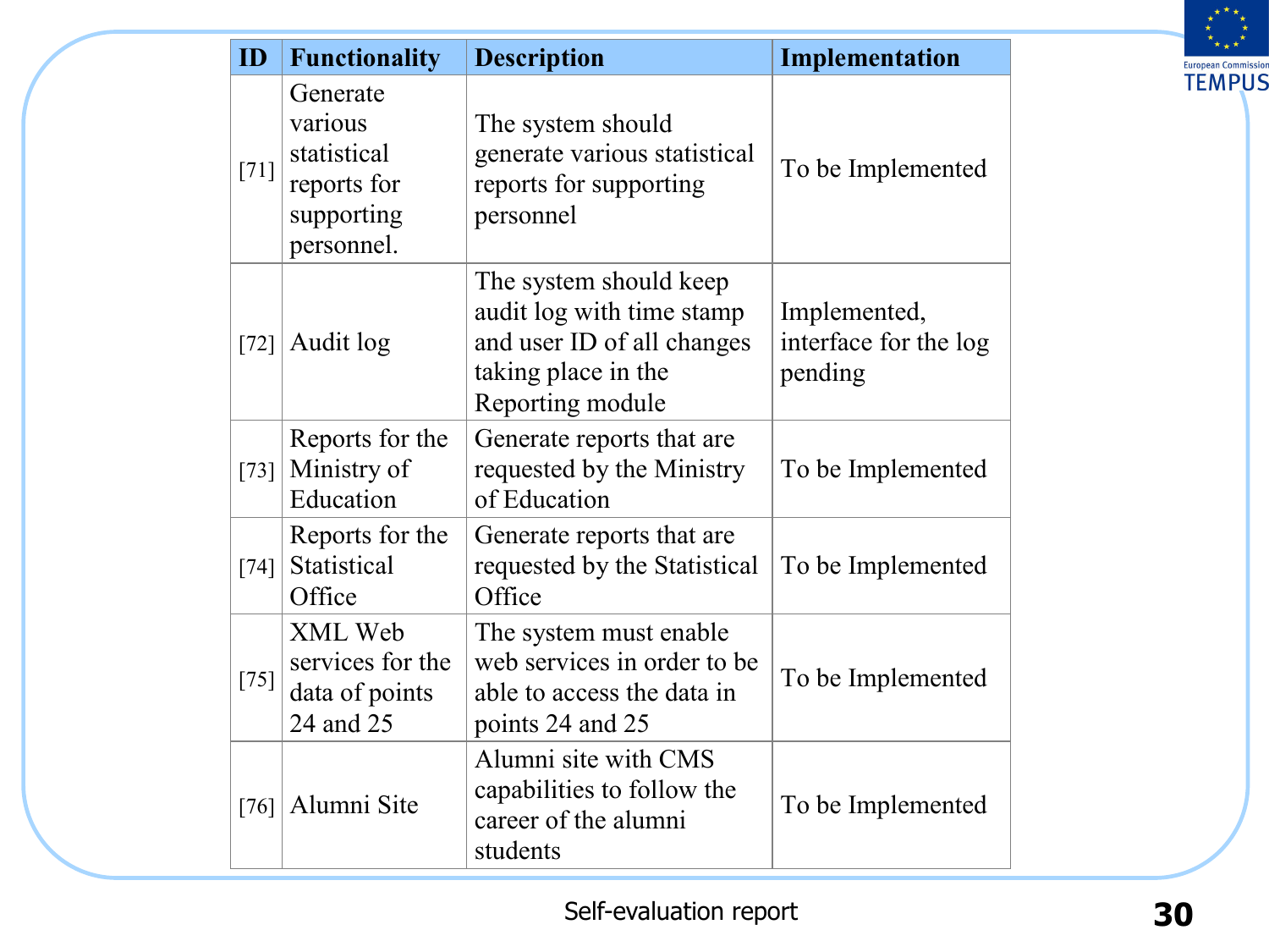| ID | Functionality | Description | Implementation |
|---|---|---|---|
| [71] | Generate various statistical reports for supporting personnel. | The system should generate various statistical reports for supporting personnel | To be Implemented |
| [72] | Audit log | The system should keep audit log with time stamp and user ID of all changes taking place in the Reporting module | Implemented, interface for the log pending |
| [73] | Reports for the Ministry of Education | Generate reports that are requested by the Ministry of Education | To be Implemented |
| [74] | Reports for the Statistical Office | Generate reports that are requested by the Statistical Office | To be Implemented |
| [75] | XML Web services for the data of points 24 and 25 | The system must enable web services in order to be able to access the data in points 24 and 25 | To be Implemented |
| [76] | Alumni Site | Alumni site with CMS capabilities to follow the career of the alumni students | To be Implemented |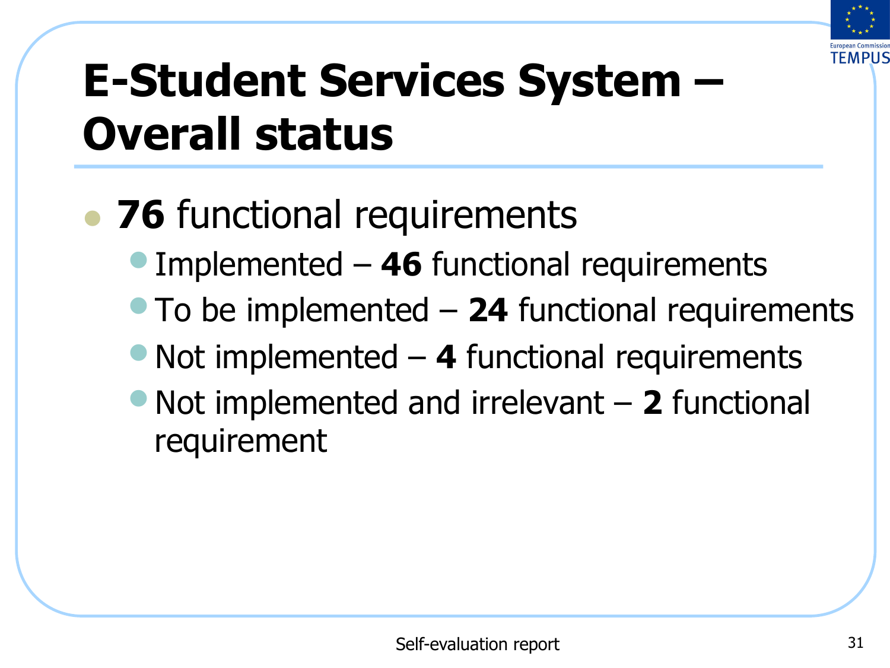# E-Student Services System – Overall status

- **76** functional requirements
  - Implemented – **46** functional requirements
  - To be implemented – **24** functional requirements
  - Not implemented – **4** functional requirements
  - Not implemented and irrelevant – **2** functional requirement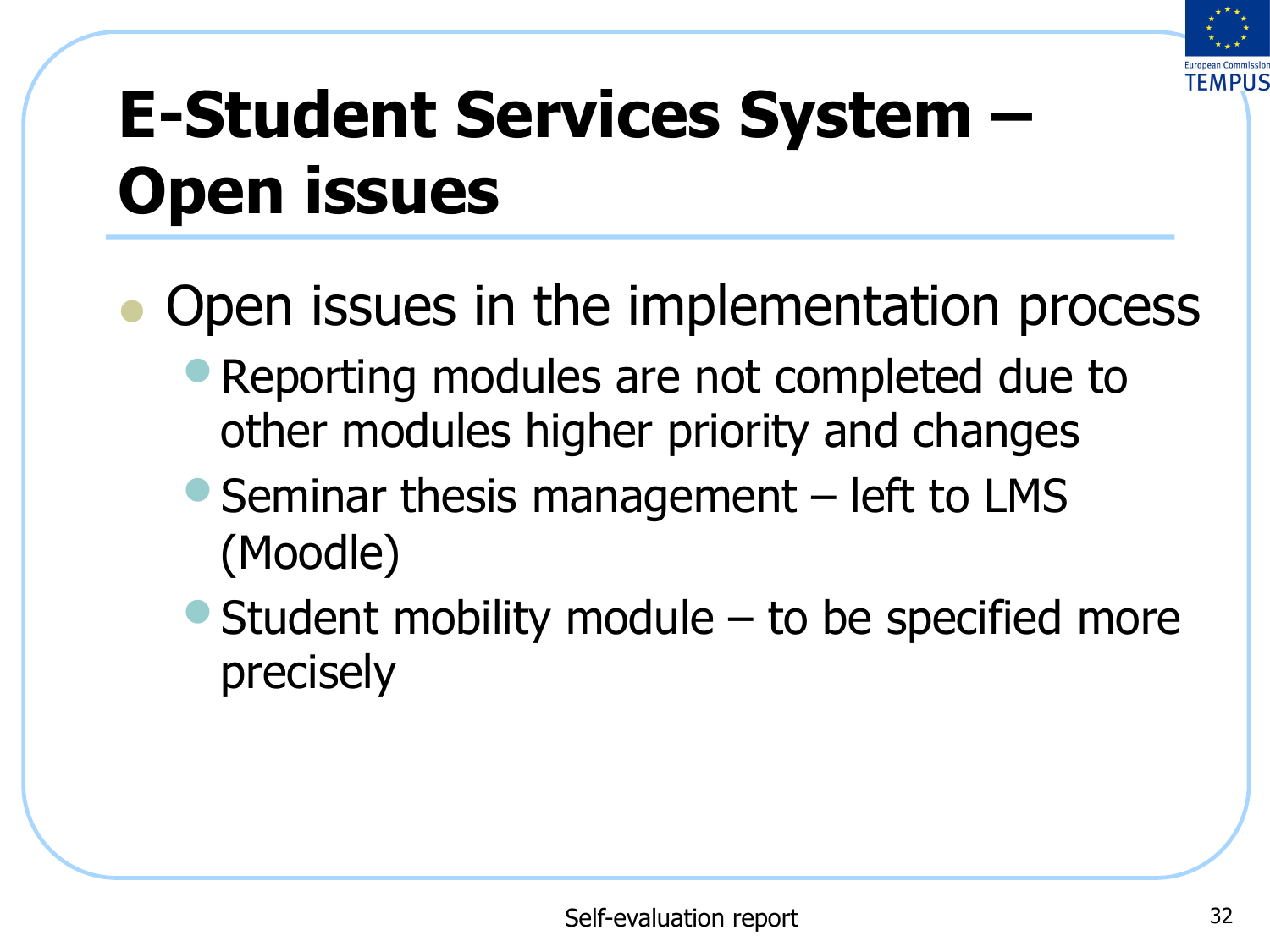# E-Student Services System – Open issues

- Open issues in the implementation process
  - Reporting modules are not completed due to other modules higher priority and changes
  - Seminar thesis management – left to LMS (Moodle)
  - Student mobility module – to be specified more precisely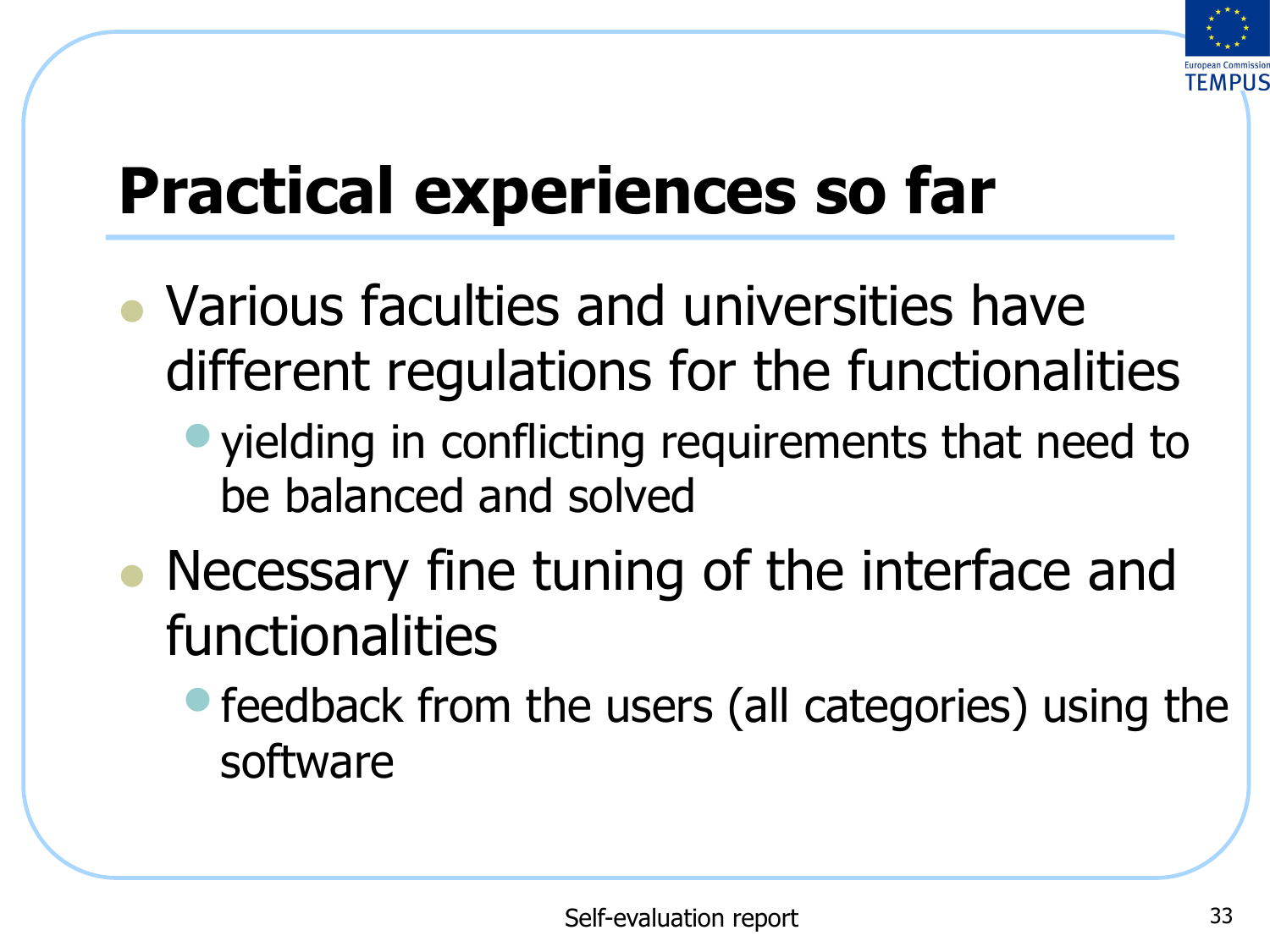# Practical experiences so far

- Various faculties and universities have different regulations for the functionalities
  - yielding in conflicting requirements that need to be balanced and solved
- Necessary fine tuning of the interface and functionalities
  - feedback from the users (all categories) using the software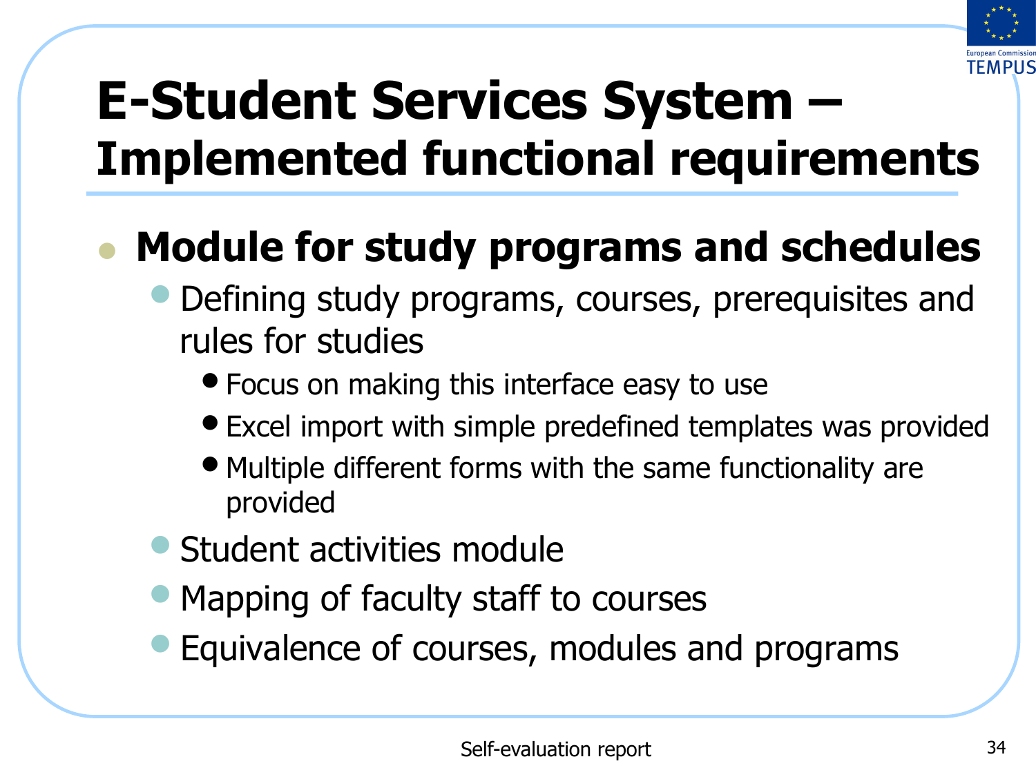# E-Student Services System – Implemented functional requirements

- **Module for study programs and schedules**
  - Defining study programs, courses, prerequisites and rules for studies
    - Focus on making this interface easy to use
    - Excel import with simple predefined templates was provided
    - Multiple different forms with the same functionality are provided
  - Student activities module
  - Mapping of faculty staff to courses
  - Equivalence of courses, modules and programs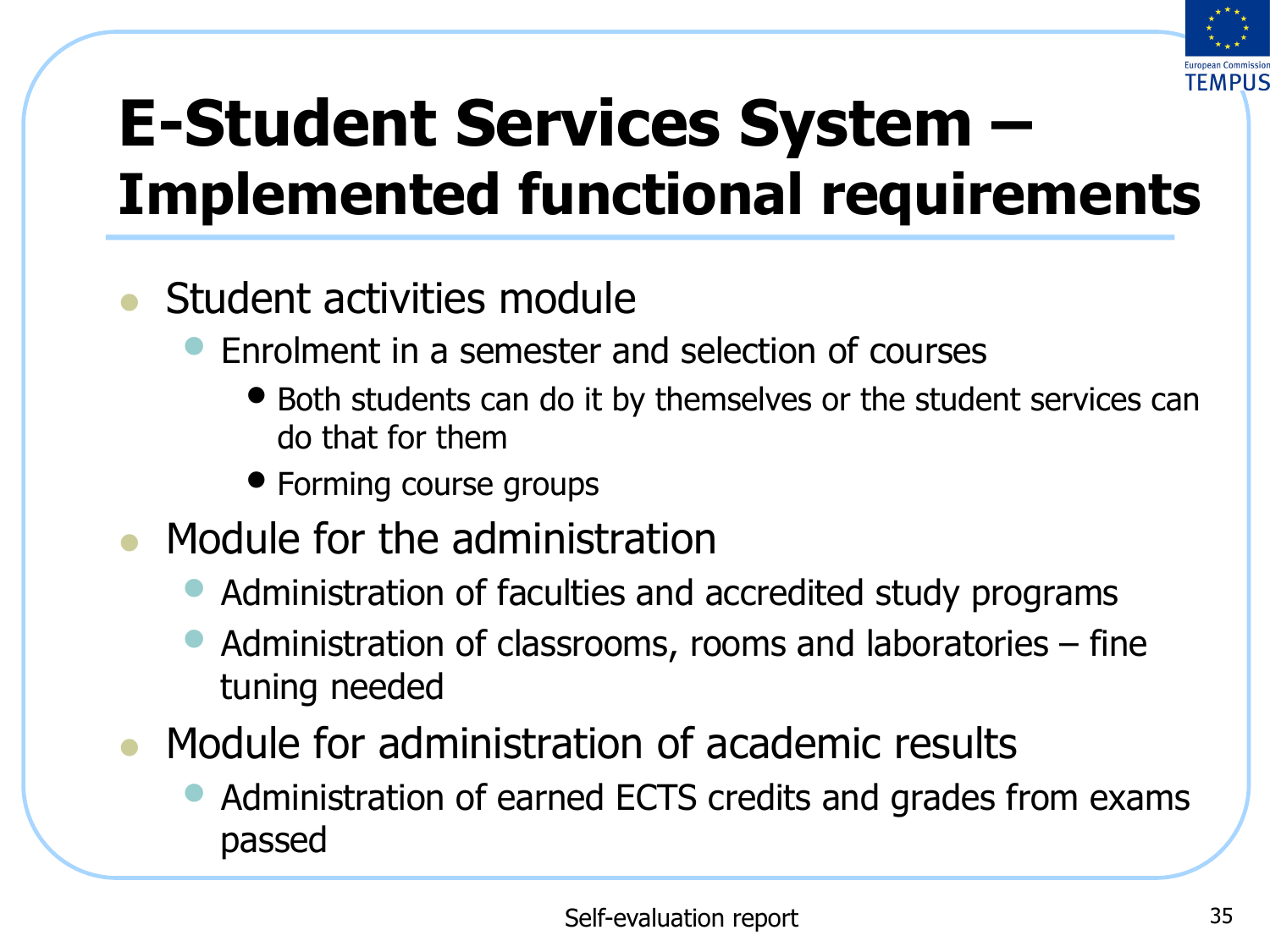# E-Student Services System – Implemented functional requirements

- Student activities module
  - Enrolment in a semester and selection of courses
    - Both students can do it by themselves or the student services can do that for them
    - Forming course groups
- Module for the administration
  - Administration of faculties and accredited study programs
  - Administration of classrooms, rooms and laboratories – fine tuning needed
- Module for administration of academic results
  - Administration of earned ECTS credits and grades from exams passed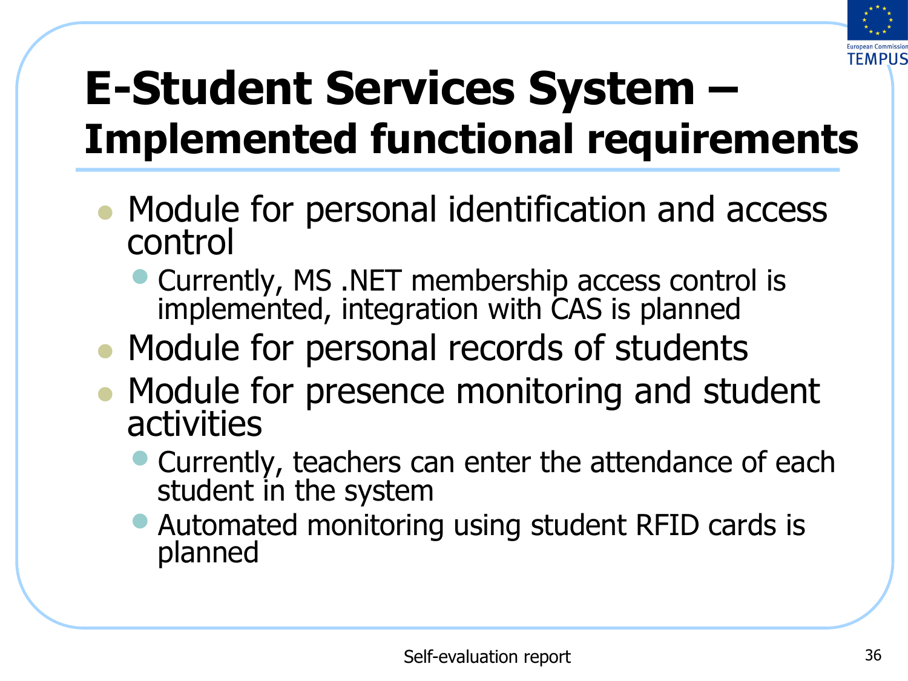# E-Student Services System – Implemented functional requirements

- Module for personal identification and access control
  - Currently, MS .NET membership access control is implemented, integration with CAS is planned
- Module for personal records of students
- Module for presence monitoring and student activities
  - Currently, teachers can enter the attendance of each student in the system
  - Automated monitoring using student RFID cards is planned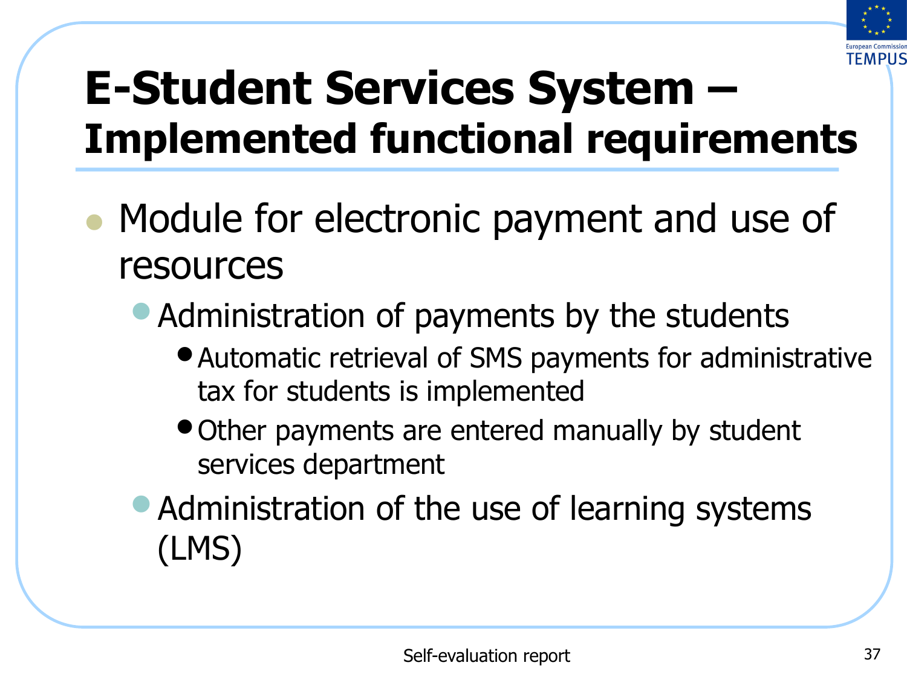# E-Student Services System – Implemented functional requirements

- Module for electronic payment and use of resources
  - Administration of payments by the students
    - Automatic retrieval of SMS payments for administrative tax for students is implemented
    - Other payments are entered manually by student services department
  - Administration of the use of learning systems (LMS)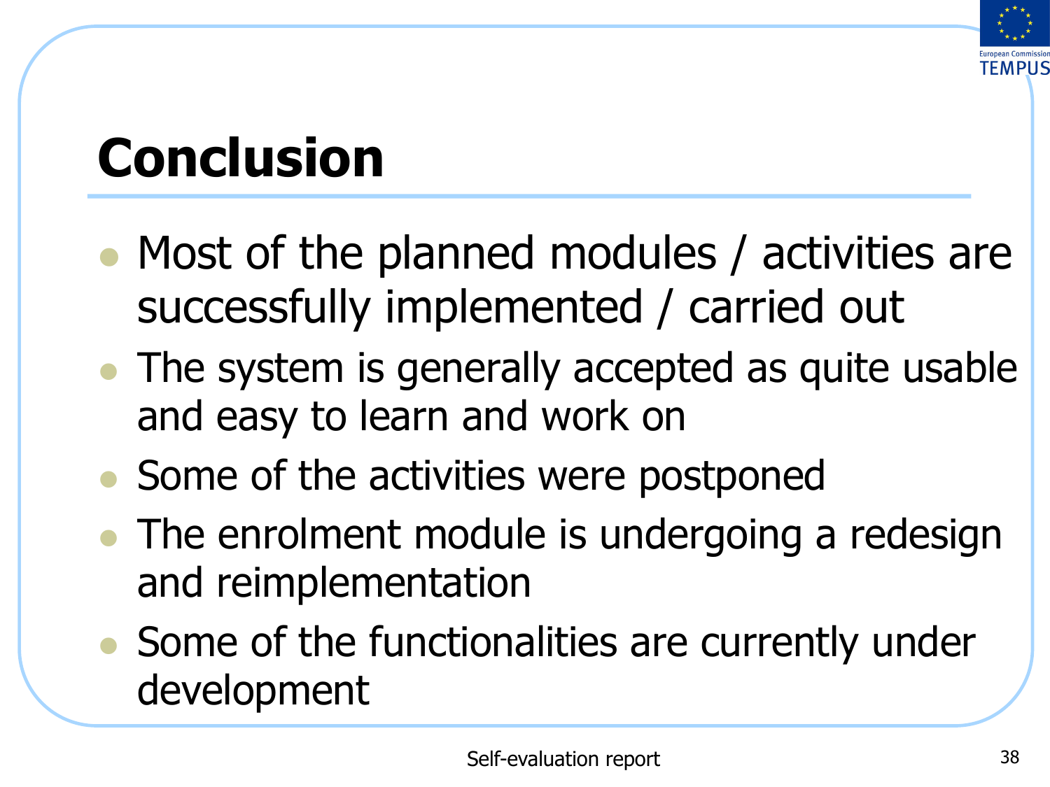# Conclusion

- Most of the planned modules / activities are successfully implemented / carried out
- The system is generally accepted as quite usable and easy to learn and work on
- Some of the activities were postponed
- The enrolment module is undergoing a redesign and reimplementation
- Some of the functionalities are currently under development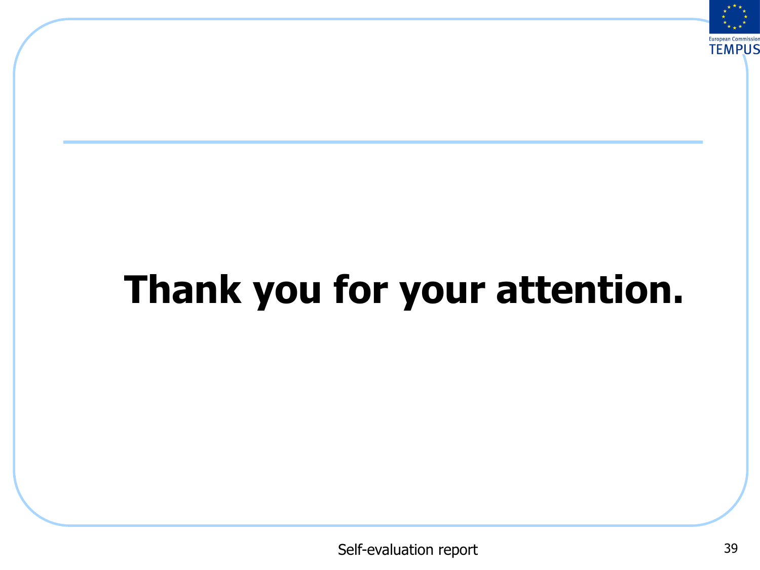# Thank you for your attention.